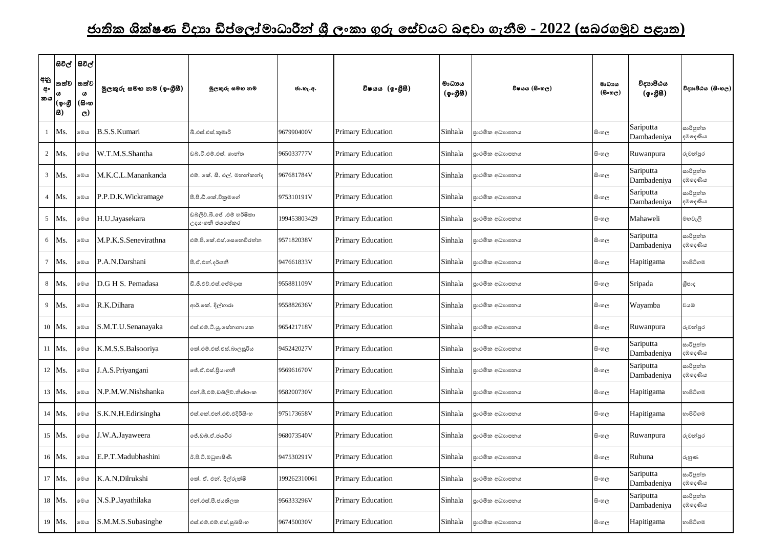# ජාතික ශික්ෂණ විද්‍යා ඩිප්ලෝමාධාරීන් ශ්‍රී ලංකා ගුරු සේවයට බඳවා ගැනීම - 2022 (සබරගමුව පළාත)

| අනු අංකය | සිවිල් තත්වය (ඉංග්‍රීසි) | සිවිල් තත්වය (සිංහල) | මුලකුරු සමඟ නම (ඉංග්‍රීසි) | මුලකුරු සමඟ නම | ජා.හැ.අ. | විෂයය (ඉංග්‍රීසි) | මාධ්‍යය (ඉංග්‍රීසි) | විෂයය (සිංහල) | මාධ්‍යය (සිංහල) | විද්‍යාපීඨය (ඉංග්‍රීසි) | විද්‍යාපීඨය (සිංහල) |
|---|---|---|---|---|---|---|---|---|---|---|---|
| 1 | Ms. | මෙය | B.S.S.Kumari | බී.එස්.එස්.කුමාරි | 967990400V | Primary Education | Sinhala | ප්‍රාථමික අධ්‍යාපනය | සිංහල | Sariputta Dambadeniya | සාරිපුත්ත දඹදෙණිය |
| 2 | Ms. | මෙය | W.T.M.S.Shantha | ඩබ්.ටී.එම්.එස්. ශාන්ත | 965033777V | Primary Education | Sinhala | ප්‍රාථමික අධ්‍යාපනය | සිංහල | Ruwanpura | රුවන්පුර |
| 3 | Ms. | මෙය | M.K.C.L.Manankanda | එම්. කේ. සී. එල්. මනන්කන්ද | 967681784V | Primary Education | Sinhala | ප්‍රාථමික අධ්‍යාපනය | සිංහල | Sariputta Dambadeniya | සාරිපුත්ත දඹදෙණිය |
| 4 | Ms. | මෙය | P.P.D.K.Wickramage | පී.පී.ඩී.කේ.වික්‍රමගේ | 975310191V | Primary Education | Sinhala | ප්‍රාථමික අධ්‍යාපනය | සිංහල | Sariputta Dambadeniya | සාරිපුත්ත දඹදෙණිය |
| 5 | Ms. | මෙය | H.U.Jayasekara | ඩබ්ලිව්.බී.ජේ .එම් හර්ෂිකා උදයංගනී ජයසේකර | 199453803429 | Primary Education | Sinhala | ප්‍රාථමික අධ්‍යාපනය | සිංහල | Mahaweli | මහවැලි |
| 6 | Ms. | මෙය | M.P.K.S.Senevirathna | එම්.පී.කේ.එස්.සෙනෙවිරත්න | 957182038V | Primary Education | Sinhala | ප්‍රාථමික අධ්‍යාපනය | සිංහල | Sariputta Dambadeniya | සාරිපුත්ත දඹදෙණිය |
| 7 | Ms. | මෙය | P.A.N.Darshani | පී.ඒ.එන්.දර්ශනී | 947661833V | Primary Education | Sinhala | ප්‍රාථමික අධ්‍යාපනය | සිංහල | Hapitigama | හාපිටිගම |
| 8 | Ms. | මෙය | D.G H S. Pemadasa | ඩී.ජී.එච්.එස්.පේමදාස | 955881109V | Primary Education | Sinhala | ප්‍රාථමික අධ්‍යාපනය | සිංහල | Sripada | ශ්‍රීපාද |
| 9 | Ms. | මෙය | R.K.Dilhara | ආර්.කේ. දිල්හාරා | 955882636V | Primary Education | Sinhala | ප්‍රාථමික අධ්‍යාපනය | සිංහල | Wayamba | වයඹ |
| 10 | Ms. | මෙය | S.M.T.U.Senanayaka | එස්.එම්.ටී.යූ.සේනානායක | 965421718V | Primary Education | Sinhala | ප්‍රාථමික අධ්‍යාපනය | සිංහල | Ruwanpura | රුවන්පුර |
| 11 | Ms. | මෙය | K.M.S.S.Balsooriya | කේ.එම්.එස්.එස්.බාලසූරිය | 945242027V | Primary Education | Sinhala | ප්‍රාථමික අධ්‍යාපනය | සිංහල | Sariputta Dambadeniya | සාරිපුත්ත දඹදෙණිය |
| 12 | Ms. | මෙය | J.A.S.Priyangani | ජේ.ඒ.එස්.ප්‍රියංගනී | 956961670V | Primary Education | Sinhala | ප්‍රාථමික අධ්‍යාපනය | සිංහල | Sariputta Dambadeniya | සාරිපුත්ත දඹදෙණිය |
| 13 | Ms. | මෙය | N.P.M.W.Nishshanka | එන්.පී.එම්.ඩබ්ලිව්.නිශ්ශංක | 958200730V | Primary Education | Sinhala | ප්‍රාථමික අධ්‍යාපනය | සිංහල | Hapitigama | හාපිටිගම |
| 14 | Ms. | මෙය | S.K.N.H.Edirisingha | එස්.කේ.එන්.එච්.එදිරිසිංහ | 975173658V | Primary Education | Sinhala | ප්‍රාථමික අධ්‍යාපනය | සිංහල | Hapitigama | හාපිටිගම |
| 15 | Ms. | මෙය | J.W.A.Jayaweera | ජේ.ඩබ්.ඒ.ජයවීර | 968073540V | Primary Education | Sinhala | ප්‍රාථමික අධ්‍යාපනය | සිංහල | Ruwanpura | රුවන්පුර |
| 16 | Ms. | මෙය | E.P.T.Madubhashini | ඊ.පී.ටී.මධුභාෂිණී | 947530291V | Primary Education | Sinhala | ප්‍රාථමික අධ්‍යාපනය | සිංහල | Ruhuna | රුහුණ |
| 17 | Ms. | මෙය | K.A.N.Dilrukshi | කේ. ඒ. එන්. දිල්රුක්ෂි | 199262310061 | Primary Education | Sinhala | ප්‍රාථමික අධ්‍යාපනය | සිංහල | Sariputta Dambadeniya | සාරිපුත්ත දඹදෙණිය |
| 18 | Ms. | මෙය | N.S.P.Jayathilaka | එන්.එස්.පී.ජයතිලක | 956333296V | Primary Education | Sinhala | ප්‍රාථමික අධ්‍යාපනය | සිංහල | Sariputta Dambadeniya | සාරිපුත්ත දඹදෙණිය |
| 19 | Ms. | මෙය | S.M.M.S.Subasinghe | එස්.එම්.එම්.එස්.සුබසිංහ | 967450030V | Primary Education | Sinhala | ප්‍රාථමික අධ්‍යාපනය | සිංහල | Hapitigama | හාපිටිගම |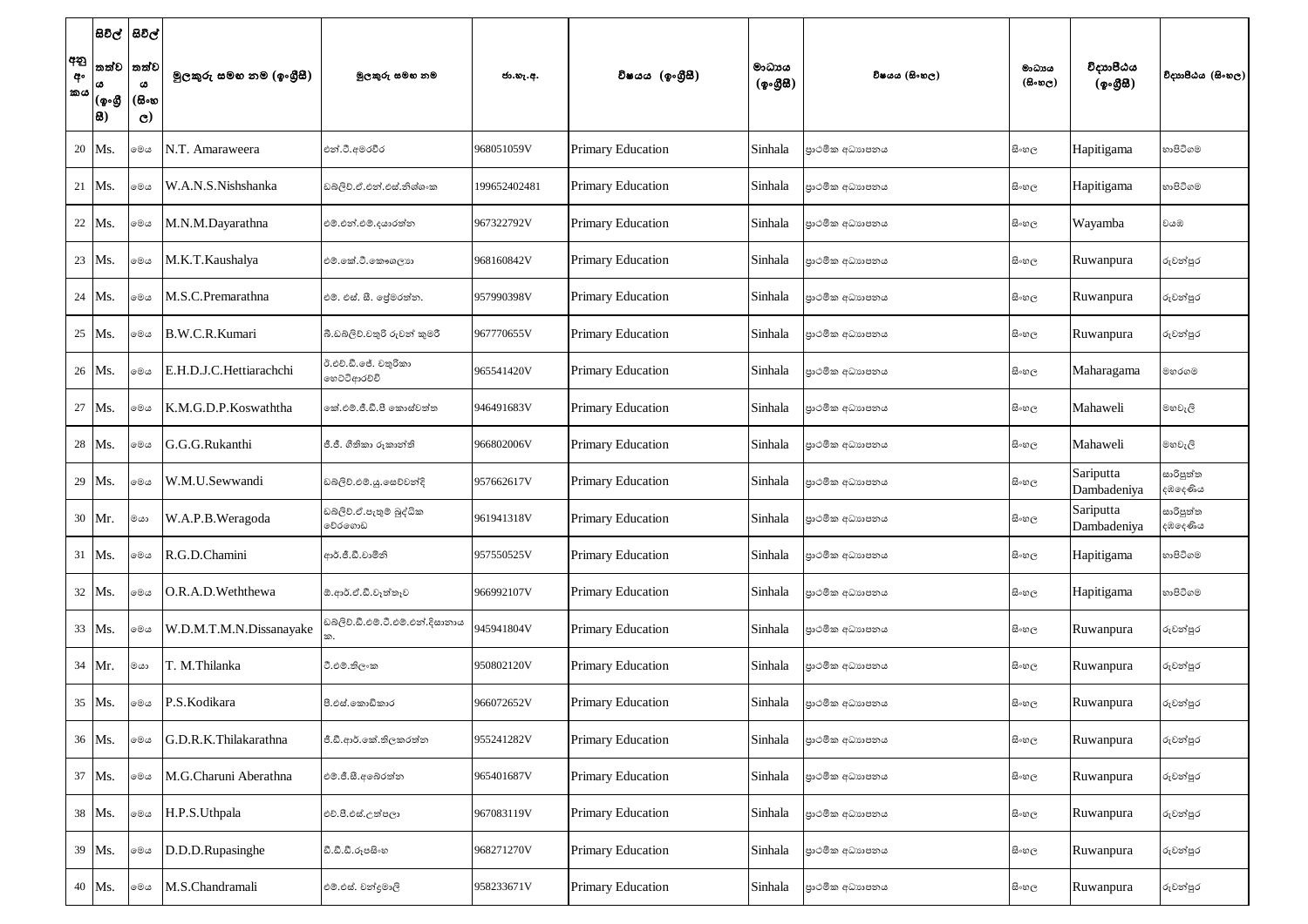| අනු අං කය | සිවිල් තත්වය (ඉංග්‍රීසි) | සිවිල් තත්වය (සිංහල) | මුලකුරු සමඟ නම (ඉංග්‍රීසි) | මුලකුරු සමඟ නම | ජා.හැ.අ. | විෂයය (ඉංග්‍රීසි) | මාධ්‍යය (ඉංග්‍රීසි) | විෂයය (සිංහල) | මාධ්‍යය (සිංහල) | විද්‍යාපීඨය (ඉංග්‍රීසි) | විද්‍යාපීඨය (සිංහල) |
|---|---|---|---|---|---|---|---|---|---|---|---|
| 20 | Ms. | මෙය | N.T. Amaraweera | එන්.ටී.අමරවීර | 968051059V | Primary Education | Sinhala | ප්‍රාථමික අධ්‍යාපනය | සිංහල | Hapitigama | හාපිටිගම |
| 21 | Ms. | මෙය | W.A.N.S.Nishshanka | ඩබලිව්.ඒ.එන්.එස්.නිශ්ශංක | 199652402481 | Primary Education | Sinhala | ප්‍රාථමික අධ්‍යාපනය | සිංහල | Hapitigama | හාපිටිගම |
| 22 | Ms. | මෙය | M.N.M.Dayarathna | එම්.එන්.එම්.දයාරත්න | 967322792V | Primary Education | Sinhala | ප්‍රාථමික අධ්‍යාපනය | සිංහල | Wayamba | වයඹ |
| 23 | Ms. | මෙය | M.K.T.Kaushalya | එම්.කේ.ටී.කෞශල්‍යා | 968160842V | Primary Education | Sinhala | ප්‍රාථමික අධ්‍යාපනය | සිංහල | Ruwanpura | රුවන්පුර |
| 24 | Ms. | මෙය | M.S.C.Premarathna | එම්. එස්. සී. ප්‍රේමරත්න. | 957990398V | Primary Education | Sinhala | ප්‍රාථමික අධ්‍යාපනය | සිංහල | Ruwanpura | රුවන්පුර |
| 25 | Ms. | මෙය | B.W.C.R.Kumari | බී.ඩබලිව්.චතුරි රුවන් කුමරි | 967770655V | Primary Education | Sinhala | ප්‍රාථමික අධ්‍යාපනය | සිංහල | Ruwanpura | රුවන්පුර |
| 26 | Ms. | මෙය | E.H.D.J.C.Hettiarachchi | ඊ.එච්.ඩී.ජේ. චතුරිකා හෙට්ටිආරච්චි | 965541420V | Primary Education | Sinhala | ප්‍රාථමික අධ්‍යාපනය | සිංහල | Maharagama | මහරගම |
| 27 | Ms. | මෙය | K.M.G.D.P.Koswaththa | කේ.එම්.ජී.ඩී.පී කොස්වත්ත | 946491683V | Primary Education | Sinhala | ප්‍රාථමික අධ්‍යාපනය | සිංහල | Mahaweli | මහවැලි |
| 28 | Ms. | මෙය | G.G.G.Rukanthi | ජී.ජී. ගීතිකා රුකාන්ති | 966802006V | Primary Education | Sinhala | ප්‍රාථමික අධ්‍යාපනය | සිංහල | Mahaweli | මහවැලි |
| 29 | Ms. | මෙය | W.M.U.Sewwandi | ඩබලිව්.එම්.යූ.සෙව්වන්දි | 957662617V | Primary Education | Sinhala | ප්‍රාථමික අධ්‍යාපනය | සිංහල | Sariputta Dambadeniya | සාරිපුත්ත දඹදෙණිය |
| 30 | Mr. | මයා | W.A.P.B.Weragoda | ඩබලිව්.ඒ.පැතුම් බුද්ධික වේරගොඩ | 961941318V | Primary Education | Sinhala | ප්‍රාථමික අධ්‍යාපනය | සිංහල | Sariputta Dambadeniya | සාරිපුත්ත දඹදෙණිය |
| 31 | Ms. | මෙය | R.G.D.Chamini | ආර්.ජී.ඩී.චාමිනි | 957550525V | Primary Education | Sinhala | ප්‍රාථමික අධ්‍යාපනය | සිංහල | Hapitigama | හාපිටිගම |
| 32 | Ms. | මෙය | O.R.A.D.Weththewa | ඕ.ආර්.ඒ.ඩී.වැත්තෑව | 966992107V | Primary Education | Sinhala | ප්‍රාථමික අධ්‍යාපනය | සිංහල | Hapitigama | හාපිටිගම |
| 33 | Ms. | මෙය | W.D.M.T.M.N.Dissanayake | ඩබලිව්.ඩී.එම්.ටී.එම්.එන්.දිසානායක. | 945941804V | Primary Education | Sinhala | ප්‍රාථමික අධ්‍යාපනය | සිංහල | Ruwanpura | රුවන්පුර |
| 34 | Mr. | මයා | T. M.Thilanka | ටී.එම්.තිලංක | 950802120V | Primary Education | Sinhala | ප්‍රාථමික අධ්‍යාපනය | සිංහල | Ruwanpura | රුවන්පුර |
| 35 | Ms. | මෙය | P.S.Kodikara | පී.එස්.කොඩිකාර | 966072652V | Primary Education | Sinhala | ප්‍රාථමික අධ්‍යාපනය | සිංහල | Ruwanpura | රුවන්පුර |
| 36 | Ms. | මෙය | G.D.R.K.Thilakarathna | ජී.ඩී.ආර්.කේ.තිලකරත්න | 955241282V | Primary Education | Sinhala | ප්‍රාථමික අධ්‍යාපනය | සිංහල | Ruwanpura | රුවන්පුර |
| 37 | Ms. | මෙය | M.G.Charuni Aberathna | එම්.ජී.සී.අබේරත්න | 965401687V | Primary Education | Sinhala | ප්‍රාථමික අධ්‍යාපනය | සිංහල | Ruwanpura | රුවන්පුර |
| 38 | Ms. | මෙය | H.P.S.Uthpala | එච්.පී.එස්.උත්පලා | 967083119V | Primary Education | Sinhala | ප්‍රාථමික අධ්‍යාපනය | සිංහල | Ruwanpura | රුවන්පුර |
| 39 | Ms. | මෙය | D.D.D.Rupasinghe | ඩී.ඩී.ඩී.රූපසිංහ | 968271270V | Primary Education | Sinhala | ප්‍රාථමික අධ්‍යාපනය | සිංහල | Ruwanpura | රුවන්පුර |
| 40 | Ms. | මෙය | M.S.Chandramali | එම්.එස්. චන්ද්‍රමාලි | 958233671V | Primary Education | Sinhala | ප්‍රාථමික අධ්‍යාපනය | සිංහල | Ruwanpura | රුවන්පුර |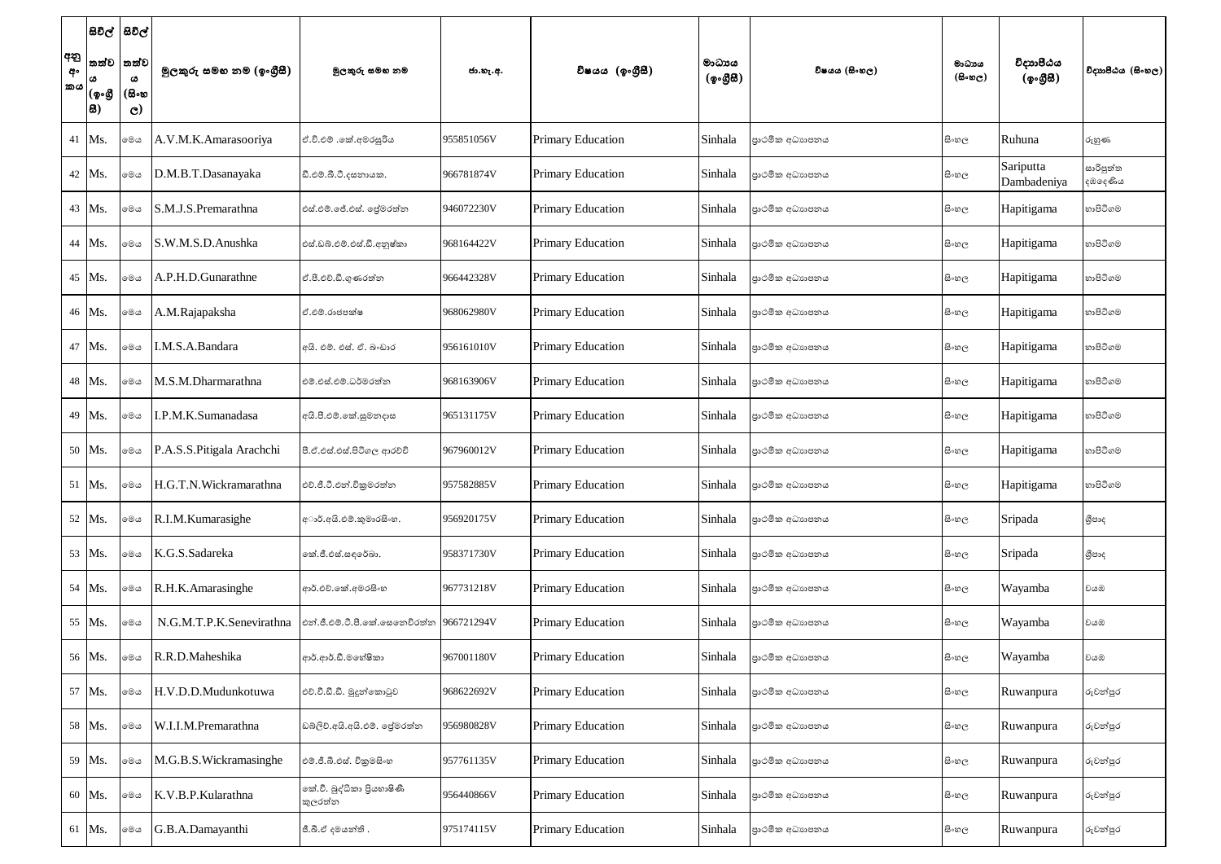| අනු අංකය | සිවිල් තත්වය (ඉංග්‍රීසි) | සිවිල් තත්වය (සිංහල) | මුලකුරු සමඟ නම (ඉංග්‍රීසි) | මුලකුරු සමඟ නම | ජා.හැ.අ. | විෂයය (ඉංග්‍රීසි) | මාධ්‍යය (ඉංග්‍රීසි) | විෂයය (සිංහල) | මාධ්‍යය (සිංහල) | විද්‍යාපීඨය (ඉංග්‍රීසි) | විද්‍යාපීඨය (සිංහල) |
|---|---|---|---|---|---|---|---|---|---|---|---|
| 41 | Ms. | මෙය | A.V.M.K.Amarasooriya | ඒ.වී.එම් .කේ.අමරසූරිය | 955851056V | Primary Education | Sinhala | ප්‍රාථමික අධ්‍යාපනය | සිංහල | Ruhuna | රුහුණ |
| 42 | Ms. | මෙය | D.M.B.T.Dasanayaka | ඩී.එම්.බී.ටී.දසනායක. | 966781874V | Primary Education | Sinhala | ප්‍රාථමික අධ්‍යාපනය | සිංහල | Sariputta Dambadeniya | සාරිපුත්ත දඹදෙණිය |
| 43 | Ms. | මෙය | S.M.J.S.Premarathna | එස්.එම්.ජේ.එස්. ප්‍රේමරත්න | 946072230V | Primary Education | Sinhala | ප්‍රාථමික අධ්‍යාපනය | සිංහල | Hapitigama | හාපිටිගම |
| 44 | Ms. | මෙය | S.W.M.S.D.Anushka | එස්.ඩබ්.එම්.එස්.ඩී.අනුෂ්කා | 968164422V | Primary Education | Sinhala | ප්‍රාථමික අධ්‍යාපනය | සිංහල | Hapitigama | හාපිටිගම |
| 45 | Ms. | මෙය | A.P.H.D.Gunarathne | ඒ.පී.එච්.ඩී.ගුණරත්න | 966442328V | Primary Education | Sinhala | ප්‍රාථමික අධ්‍යාපනය | සිංහල | Hapitigama | හාපිටිගම |
| 46 | Ms. | මෙය | A.M.Rajapaksha | ඒ.එම්.රාජපක්ෂ | 968062980V | Primary Education | Sinhala | ප්‍රාථමික අධ්‍යාපනය | සිංහල | Hapitigama | හාපිටිගම |
| 47 | Ms. | මෙය | I.M.S.A.Bandara | අයි. එම්. එස්. ඒ. බංඩාර | 956161010V | Primary Education | Sinhala | ප්‍රාථමික අධ්‍යාපනය | සිංහල | Hapitigama | හාපිටිගම |
| 48 | Ms. | මෙය | M.S.M.Dharmarathna | එම්.එස්.එම්.ධර්මරත්න | 968163906V | Primary Education | Sinhala | ප්‍රාථමික අධ්‍යාපනය | සිංහල | Hapitigama | හාපිටිගම |
| 49 | Ms. | මෙය | I.P.M.K.Sumanadasa | අයි.පී.එම්.කේ.සුමනදාස | 965131175V | Primary Education | Sinhala | ප්‍රාථමික අධ්‍යාපනය | සිංහල | Hapitigama | හාපිටිගම |
| 50 | Ms. | මෙය | P.A.S.S.Pitigala Arachchi | පී.ඒ.එස්.එස්.පිටිගල ආරච්චි | 967960012V | Primary Education | Sinhala | ප්‍රාථමික අධ්‍යාපනය | සිංහල | Hapitigama | හාපිටිගම |
| 51 | Ms. | මෙය | H.G.T.N.Wickramarathna | එච්.ජී.ටී.එන්.වික්‍රමරත්න | 957582885V | Primary Education | Sinhala | ප්‍රාථමික අධ්‍යාපනය | සිංහල | Hapitigama | හාපිටිගම |
| 52 | Ms. | මෙය | R.I.M.Kumarasighe | ආර්.අයි.එම්.කුමාරසිංහ. | 956920175V | Primary Education | Sinhala | ප්‍රාථමික අධ්‍යාපනය | සිංහල | Sripada | ශ්‍රීපාද |
| 53 | Ms. | මෙය | K.G.S.Sadareka | කේ.ජී.එස්.සඳරේකා. | 958371730V | Primary Education | Sinhala | ප්‍රාථමික අධ්‍යාපනය | සිංහල | Sripada | ශ්‍රීපාද |
| 54 | Ms. | මෙය | R.H.K.Amarasinghe | ආර්.එච්.කේ.අමරසිංහ | 967731218V | Primary Education | Sinhala | ප්‍රාථමික අධ්‍යාපනය | සිංහල | Wayamba | වයඹ |
| 55 | Ms. | මෙය | N.G.M.T.P.K.Senevirathna | එන්.ජී.එම්.ටී.පී.කේ.සෙනෙවිරත්න | 966721294V | Primary Education | Sinhala | ප්‍රාථමික අධ්‍යාපනය | සිංහල | Wayamba | වයඹ |
| 56 | Ms. | මෙය | R.R.D.Maheshika | ආර්.ආර්.ඩී.මහේෂිකා | 967001180V | Primary Education | Sinhala | ප්‍රාථමික අධ්‍යාපනය | සිංහල | Wayamba | වයඹ |
| 57 | Ms. | මෙය | H.V.D.D.Mudunkotuwa | එච්.වී.ඩී.ඩී. මුදුන්කොටුව | 968622692V | Primary Education | Sinhala | ප්‍රාථමික අධ්‍යාපනය | සිංහල | Ruwanpura | රුවන්පුර |
| 58 | Ms. | මෙය | W.I.I.M.Premarathna | ඩබ්ලිව්.අයි.අයි.එම්. ප්‍රේමරත්න | 956980828V | Primary Education | Sinhala | ප්‍රාථමික අධ්‍යාපනය | සිංහල | Ruwanpura | රුවන්පුර |
| 59 | Ms. | මෙය | M.G.B.S.Wickramasinghe | එම්.ජී.බී.එස්. වික්‍රමසිංහ | 957761135V | Primary Education | Sinhala | ප්‍රාථමික අධ්‍යාපනය | සිංහල | Ruwanpura | රුවන්පුර |
| 60 | Ms. | මෙය | K.V.B.P.Kularathna | කේ.වී. බුද්ධිකා ප්‍රියභාෂිණී කුලරත්න | 956440866V | Primary Education | Sinhala | ප්‍රාථමික අධ්‍යාපනය | සිංහල | Ruwanpura | රුවන්පුර |
| 61 | Ms. | මෙය | G.B.A.Damayanthi | ජී.බී.ඒ දමයන්ති . | 975174115V | Primary Education | Sinhala | ප්‍රාථමික අධ්‍යාපනය | සිංහල | Ruwanpura | රුවන්පුර |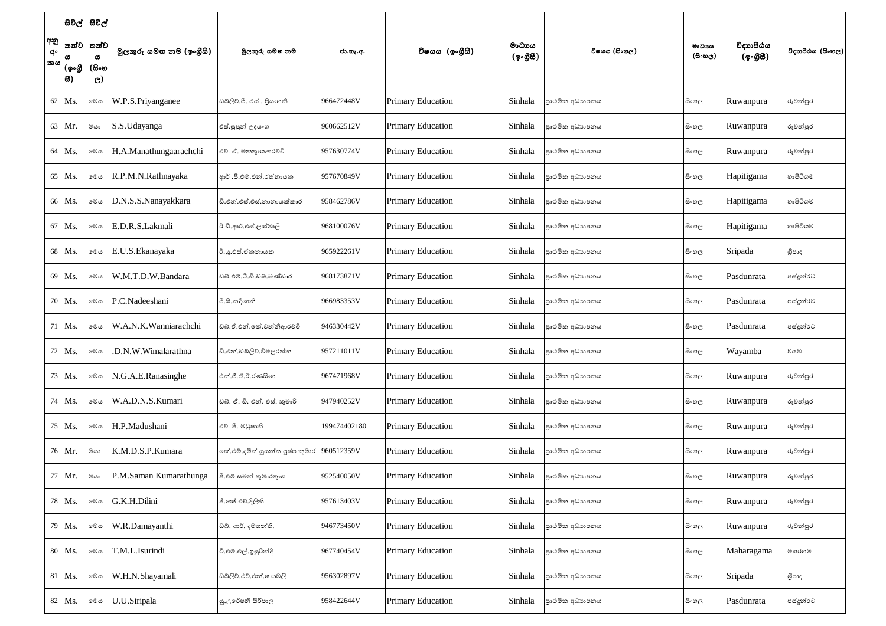| අනු අංකය | සිවිල් තත්වය (ඉංග්‍රීසි) | සිවිල් තත්වය (සිංහල) | මුලකුරු සමඟ නම (ඉංග්‍රීසි) | මුලකුරු සමඟ නම | ජා.හැ.අ. | විෂයය (ඉංග්‍රීසි) | මාධ්‍යය (ඉංග්‍රීසි) | විෂයය (සිංහල) | මාධ්‍යය (සිංහල) | විද්‍යාපීඨය (ඉංග්‍රීසි) | විද්‍යාපීඨය (සිංහල) |
|---|---|---|---|---|---|---|---|---|---|---|---|
| 62 | Ms. | මෙය | W.P.S.Priyanganee | ඩබ්ලිව්.පී. එස් . ප්‍රියංගනී | 966472448V | Primary Education | Sinhala | ප්‍රාථමික අධ්‍යාපනය | සිංහල | Ruwanpura | රුවන්පුර |
| 63 | Mr. | මයා | S.S.Udayanga | එස්.සුසුන් උදයංග | 960662512V | Primary Education | Sinhala | ප්‍රාථමික අධ්‍යාපනය | සිංහල | Ruwanpura | රුවන්පුර |
| 64 | Ms. | මෙය | H.A.Manathungaarachchi | එච්. ඒ. මනතුංගආරච්චි | 957630774V | Primary Education | Sinhala | ප්‍රාථමික අධ්‍යාපනය | සිංහල | Ruwanpura | රුවන්පුර |
| 65 | Ms. | මෙය | R.P.M.N.Rathnayaka | ආර් .පී.එම්.එන්.රත්නායක | 957670849V | Primary Education | Sinhala | ප්‍රාථමික අධ්‍යාපනය | සිංහල | Hapitigama | හාපිටිගම |
| 66 | Ms. | මෙය | D.N.S.S.Nanayakkara | ඩී.එන්.එස්.එස්.නානායක්කාර | 958462786V | Primary Education | Sinhala | ප්‍රාථමික අධ්‍යාපනය | සිංහල | Hapitigama | හාපිටිගම |
| 67 | Ms. | මෙය | E.D.R.S.Lakmali | ඊ.ඩී.ආර්.එස්.ලක්මාලි | 968100076V | Primary Education | Sinhala | ප්‍රාථමික අධ්‍යාපනය | සිංහල | Hapitigama | හාපිටිගම |
| 68 | Ms. | මෙය | E.U.S.Ekanayaka | ඊ.යූ.එස්.ඒකනායක | 965922261V | Primary Education | Sinhala | ප්‍රාථමික අධ්‍යාපනය | සිංහල | Sripada | ශ්‍රීපාද |
| 69 | Ms. | මෙය | W.M.T.D.W.Bandara | ඩබ්.එම්.ටී.ඩී.ඩබ්.බණ්ඩාර | 968173871V | Primary Education | Sinhala | ප්‍රාථමික අධ්‍යාපනය | සිංහල | Pasdunrata | පස්දුන්රට |
| 70 | Ms. | මෙය | P.C.Nadeeshani | පී.සී.නදීශානි | 966983353V | Primary Education | Sinhala | ප්‍රාථමික අධ්‍යාපනය | සිංහල | Pasdunrata | පස්දුන්රට |
| 71 | Ms. | මෙය | W.A.N.K.Wanniarachchi | ඩබ්.ඒ.එන්.කේ.වන්නිආරච්චි | 946330442V | Primary Education | Sinhala | ප්‍රාථමික අධ්‍යාපනය | සිංහල | Pasdunrata | පස්දුන්රට |
| 72 | Ms. | මෙය | .D.N.W.Wimalarathna | ඩී.එන්.ඩබ්ලිව්.විමලරත්න | 957211011V | Primary Education | Sinhala | ප්‍රාථමික අධ්‍යාපනය | සිංහල | Wayamba | වයඹ |
| 73 | Ms. | මෙය | N.G.A.E.Ranasinghe | එන්.ජී.ඒ.ඊ.රණසිංහ | 967471968V | Primary Education | Sinhala | ප්‍රාථමික අධ්‍යාපනය | සිංහල | Ruwanpura | රුවන්පුර |
| 74 | Ms. | මෙය | W.A.D.N.S.Kumari | ඩබ්. ඒ. ඩී. එන්. එස්. කුමාරි | 947940252V | Primary Education | Sinhala | ප්‍රාථමික අධ්‍යාපනය | සිංහල | Ruwanpura | රුවන්පුර |
| 75 | Ms. | මෙය | H.P.Madushani | එච්. පී. මධුෂානි | 199474402180 | Primary Education | Sinhala | ප්‍රාථමික අධ්‍යාපනය | සිංහල | Ruwanpura | රුවන්පුර |
| 76 | Mr. | මයා | K.M.D.S.P.Kumara | කේ.එම්.දමිත් සුසන්ත පුෂ්ප කුමාර | 960512359V | Primary Education | Sinhala | ප්‍රාථමික අධ්‍යාපනය | සිංහල | Ruwanpura | රුවන්පුර |
| 77 | Mr. | මයා | P.M.Saman Kumarathunga | පී.එම් සමන් කුමාරතුංග | 952540050V | Primary Education | Sinhala | ප්‍රාථමික අධ්‍යාපනය | සිංහල | Ruwanpura | රුවන්පුර |
| 78 | Ms. | මෙය | G.K.H.Dilini | ජී.කේ.එච්.දිලිනි | 957613403V | Primary Education | Sinhala | ප්‍රාථමික අධ්‍යාපනය | සිංහල | Ruwanpura | රුවන්පුර |
| 79 | Ms. | මෙය | W.R.Damayanthi | ඩබ්. ආර්. දමයන්ති. | 946773450V | Primary Education | Sinhala | ප්‍රාථමික අධ්‍යාපනය | සිංහල | Ruwanpura | රුවන්පුර |
| 80 | Ms. | මෙය | T.M.L.Isurindi | ටී.එම්.එල්.ඉසුරින්දි | 967740454V | Primary Education | Sinhala | ප්‍රාථමික අධ්‍යාපනය | සිංහල | Maharagama | මහරගම |
| 81 | Ms. | මෙය | W.H.N.Shayamali | ඩබ්ලිව්.එච්.එන්.ශ්‍යාමලි | 956302897V | Primary Education | Sinhala | ප්‍රාථමික අධ්‍යාපනය | සිංහල | Sripada | ශ්‍රීපාද |
| 82 | Ms. | මෙය | U.U.Siripala | යූ.උරේෂනි සිරිපාල | 958422644V | Primary Education | Sinhala | ප්‍රාථමික අධ්‍යාපනය | සිංහල | Pasdunrata | පස්දුන්රට |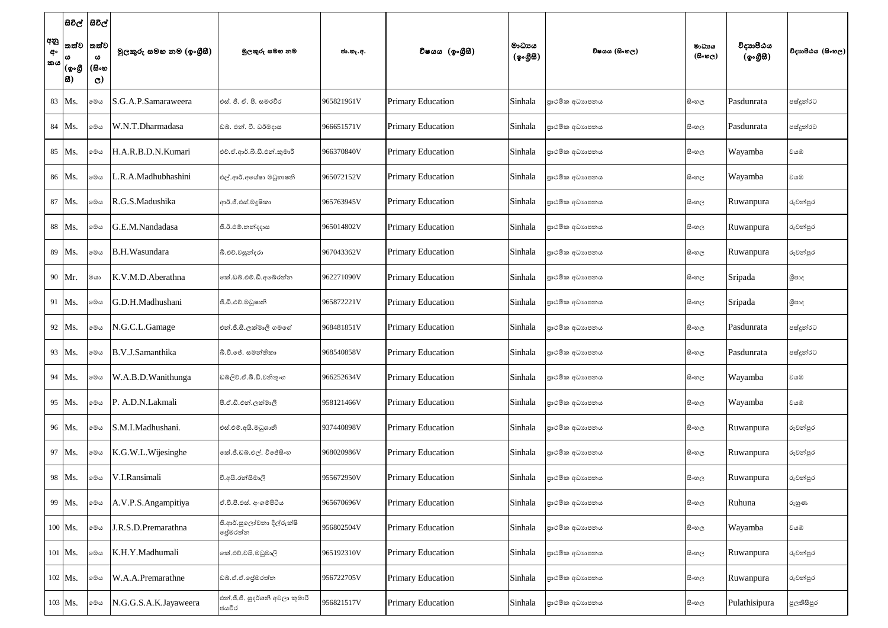| අනු අංකය | සිවිල් තත්වය (ඉංග්‍රීසි) | සිවිල් තත්වය (සිංහල) | මුලකුරු සමඟ නම (ඉංග්‍රීසි) | මුලකුරු සමඟ නම | ජා.හැ.අ. | විෂයය (ඉංග්‍රීසි) | මාධ්‍යය (ඉංග්‍රීසි) | විෂයය (සිංහල) | මාධ්‍යය (සිංහල) | විද්‍යාපීඨය (ඉංග්‍රීසි) | විද්‍යාපීඨය (සිංහල) |
|---|---|---|---|---|---|---|---|---|---|---|---|
| 83 | Ms. | මෙය | S.G.A.P.Samaraweera | එස්. ජී. ඒ. පී. සමරවීර | 965821961V | Primary Education | Sinhala | ප්‍රාථමික අධ්‍යාපනය | සිංහල | Pasdunrata | පස්දුන්රට |
| 84 | Ms. | මෙය | W.N.T.Dharmadasa | ඩබ්. එන්. ටී. ධර්මදාස | 966651571V | Primary Education | Sinhala | ප්‍රාථමික අධ්‍යාපනය | සිංහල | Pasdunrata | පස්දුන්රට |
| 85 | Ms. | මෙය | H.A.R.B.D.N.Kumari | එච්.ඒ.ආර්.බී.ඩී.එන්.කුමාරි | 966370840V | Primary Education | Sinhala | ප්‍රාථමික අධ්‍යාපනය | සිංහල | Wayamba | වයඹ |
| 86 | Ms. | මෙය | L.R.A.Madhubhashini | එල්.ආර්.අයේෂා මධුභාෂනි | 965072152V | Primary Education | Sinhala | ප්‍රාථමික අධ්‍යාපනය | සිංහල | Wayamba | වයඹ |
| 87 | Ms. | මෙය | R.G.S.Madushika | ආර්.ජී.එස්.මදූෂිකා | 965763945V | Primary Education | Sinhala | ප්‍රාථමික අධ්‍යාපනය | සිංහල | Ruwanpura | රුවන්පුර |
| 88 | Ms. | මෙය | G.E.M.Nandadasa | ජී.ඊ.එම්.නන්දදාස | 965014802V | Primary Education | Sinhala | ප්‍රාථමික අධ්‍යාපනය | සිංහල | Ruwanpura | රුවන්පුර |
| 89 | Ms. | මෙය | B.H.Wasundara | බී.එච්.වසුන්දරා | 967043362V | Primary Education | Sinhala | ප්‍රාථමික අධ්‍යාපනය | සිංහල | Ruwanpura | රුවන්පුර |
| 90 | Mr. | මයා | K.V.M.D.Aberathna | කේ.ඩබ්.එම්.ඩී.අබේරත්න | 962271090V | Primary Education | Sinhala | ප්‍රාථමික අධ්‍යාපනය | සිංහල | Sripada | ශ්‍රීපාද |
| 91 | Ms. | මෙය | G.D.H.Madhushani | ජී.ඩී.එච්.මධුෂානි | 965872221V | Primary Education | Sinhala | ප්‍රාථමික අධ්‍යාපනය | සිංහල | Sripada | ශ්‍රීපාද |
| 92 | Ms. | මෙය | N.G.C.L.Gamage | එන්.ජී.සී.ලක්මාලි ගමගේ | 968481851V | Primary Education | Sinhala | ප්‍රාථමික අධ්‍යාපනය | සිංහල | Pasdunrata | පස්දුන්රට |
| 93 | Ms. | මෙය | B.V.J.Samanthika | බී.වී.ජේ. සමන්තිකා | 968540858V | Primary Education | Sinhala | ප්‍රාථමික අධ්‍යාපනය | සිංහල | Pasdunrata | පස්දුන්රට |
| 94 | Ms. | මෙය | W.A.B.D.Wanithunga | ඩබ්ලිව්.ඒ.බී.ඩී.වනිතුංග | 966252634V | Primary Education | Sinhala | ප්‍රාථමික අධ්‍යාපනය | සිංහල | Wayamba | වයඹ |
| 95 | Ms. | මෙය | P. A.D.N.Lakmali | පී.ඒ.ඩී.එන්.ලක්මාලි | 958121466V | Primary Education | Sinhala | ප්‍රාථමික අධ්‍යාපනය | සිංහල | Wayamba | වයඹ |
| 96 | Ms. | මෙය | S.M.I.Madhushani. | එස්.එම්.අයි.මධුශානි | 937440898V | Primary Education | Sinhala | ප්‍රාථමික අධ්‍යාපනය | සිංහල | Ruwanpura | රුවන්පුර |
| 97 | Ms. | මෙය | K.G.W.L.Wijesinghe | කේ.ජී.ඩබ්.එල්. විජේසිංහ | 968020986V | Primary Education | Sinhala | ප්‍රාථමික අධ්‍යාපනය | සිංහල | Ruwanpura | රුවන්පුර |
| 98 | Ms. | මෙය | V.I.Ransimali | වී.අයි.රන්සිමාලි | 955672950V | Primary Education | Sinhala | ප්‍රාථමික අධ්‍යාපනය | සිංහල | Ruwanpura | රුවන්පුර |
| 99 | Ms. | මෙය | A.V.P.S.Angampitiya | ඒ.වී.පී.එස්. අංගම්පිටිය | 965670696V | Primary Education | Sinhala | ප්‍රාථමික අධ්‍යාපනය | සිංහල | Ruhuna | රුහුණ |
| 100 | Ms. | මෙය | J.R.S.D.Premarathna | ජී.ආර්.සුලෝචනා දිල්රුක්ෂි ප්‍රේමරත්න | 956802504V | Primary Education | Sinhala | ප්‍රාථමික අධ්‍යාපනය | සිංහල | Wayamba | වයඹ |
| 101 | Ms. | මෙය | K.H.Y.Madhumali | කේ.එච්.වයි.මධුමාලි | 965192310V | Primary Education | Sinhala | ප්‍රාථමික අධ්‍යාපනය | සිංහල | Ruwanpura | රුවන්පුර |
| 102 | Ms. | මෙය | W.A.A.Premarathne | ඩබ්.ඒ.ඒ.ප්‍රේමරත්න | 956722705V | Primary Education | Sinhala | ප්‍රාථමික අධ්‍යාපනය | සිංහල | Ruwanpura | රුවන්පුර |
| 103 | Ms. | මෙය | N.G.G.S.A.K.Jayaweera | එන්.ජී.ජී. සුදර්ශනී අචලා කුමාරි ජයවීර | 956821517V | Primary Education | Sinhala | ප්‍රාථමික අධ්‍යාපනය | සිංහල | Pulathisipura | පුලතිසිපුර |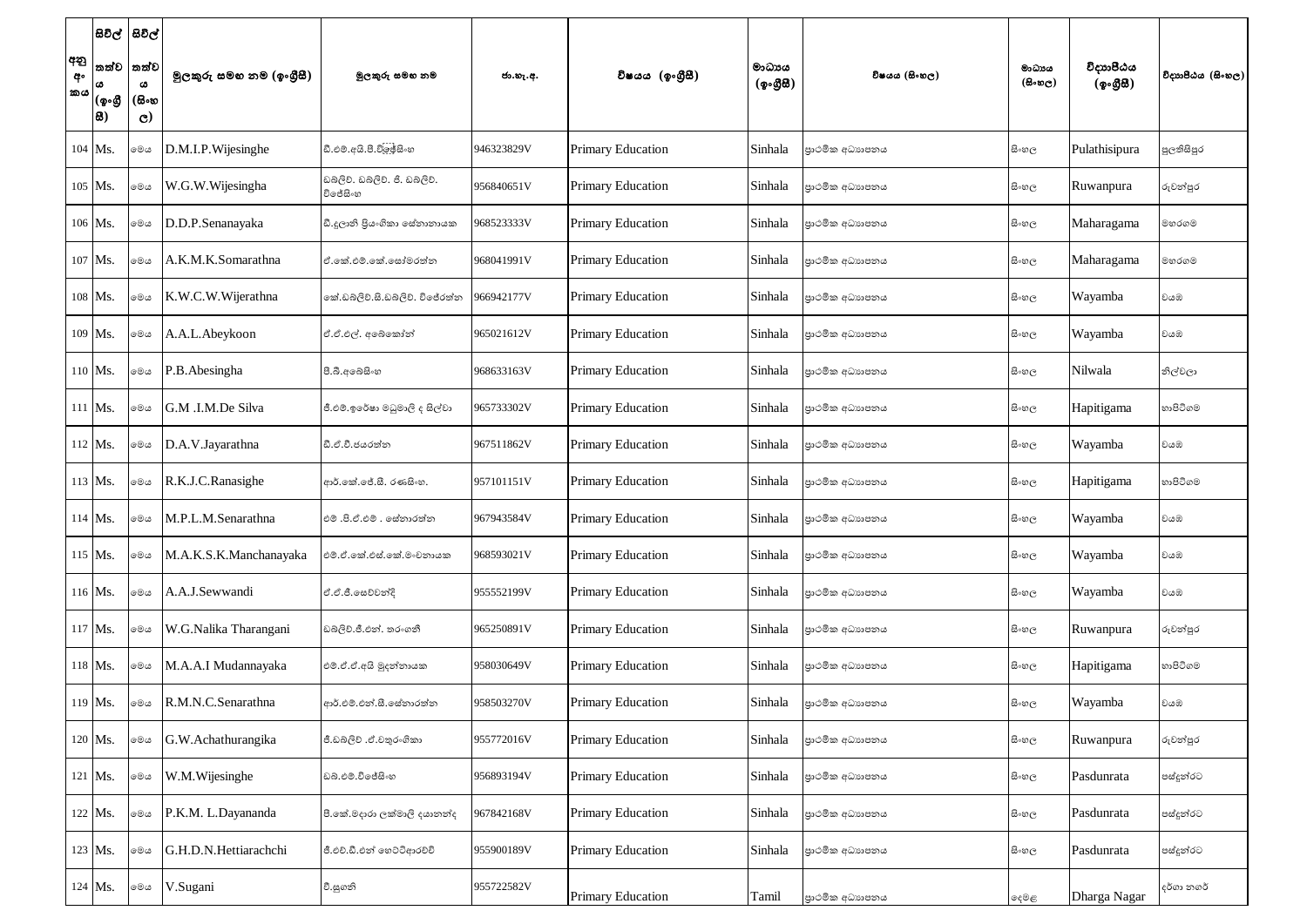| අනු අංකය | සිවිල් තත්වය (ඉංග්‍රීසි) | සිවිල් තත්වය (සිංහල) | මුලකුරු සමඟ නම (ඉංග්‍රීසි) | මුලකුරු සමඟ නම | ජා.හැ.අ. | විෂයය (ඉංග්‍රීසි) | මාධ්‍යය (ඉංග්‍රීසි) | විෂයය (සිංහල) | මාධ්‍යය (සිංහල) | විද්‍යාපීඨය (ඉංග්‍රීසි) | විද්‍යාපීඨය (සිංහල) |
|---|---|---|---|---|---|---|---|---|---|---|---|
| 104 | Ms. | මෙය | D.M.I.P.Wijesinghe | ඩී.එම්.අයි.පී.විජේසිංහ | 946323829V | Primary Education | Sinhala | ප්‍රාථමික අධ්‍යාපනය | සිංහල | Pulathisipura | පුලතිසිපුර |
| 105 | Ms. | මෙය | W.G.W.Wijesingha | ඩබලිව්. ඩබලිව්. ජී. ඩබලිව්. විජේසිංහ | 956840651V | Primary Education | Sinhala | ප්‍රාථමික අධ්‍යාපනය | සිංහල | Ruwanpura | රුවන්පුර |
| 106 | Ms. | මෙය | D.D.P.Senanayaka | ඩී.දුලානි ප්‍රියංගිකා සේනානායක | 968523333V | Primary Education | Sinhala | ප්‍රාථමික අධ්‍යාපනය | සිංහල | Maharagama | මහරගම |
| 107 | Ms. | මෙය | A.K.M.K.Somarathna | ඒ.කේ.එම්.කේ.සෝමරත්න | 968041991V | Primary Education | Sinhala | ප්‍රාථමික අධ්‍යාපනය | සිංහල | Maharagama | මහරගම |
| 108 | Ms. | මෙය | K.W.C.W.Wijerathna | කේ.ඩබලිව්.සී.ඩබලිව්. විජේරත්න | 966942177V | Primary Education | Sinhala | ප්‍රාථමික අධ්‍යාපනය | සිංහල | Wayamba | වයඹ |
| 109 | Ms. | මෙය | A.A.L.Abeykoon | ඒ.ඒ.එල්. අබේකෝන් | 965021612V | Primary Education | Sinhala | ප්‍රාථමික අධ්‍යාපනය | සිංහල | Wayamba | වයඹ |
| 110 | Ms. | මෙය | P.B.Abesingha | පී.බී.අබේසිංහ | 968633163V | Primary Education | Sinhala | ප්‍රාථමික අධ්‍යාපනය | සිංහල | Nilwala | නිල්වලා |
| 111 | Ms. | මෙය | G.M .I.M.De Silva | ජී.එම්.ඉරේෂා මධුමාලි ද සිල්වා | 965733302V | Primary Education | Sinhala | ප්‍රාථමික අධ්‍යාපනය | සිංහල | Hapitigama | හාපිටිගම |
| 112 | Ms. | මෙය | D.A.V.Jayarathna | ඩී.ඒ.වී.ජයරත්න | 967511862V | Primary Education | Sinhala | ප්‍රාථමික අධ්‍යාපනය | සිංහල | Wayamba | වයඹ |
| 113 | Ms. | මෙය | R.K.J.C.Ranasighe | ආර්.කේ.ජේ.සී. රණසිංහ. | 957101151V | Primary Education | Sinhala | ප්‍රාථමික අධ්‍යාපනය | සිංහල | Hapitigama | හාපිටිගම |
| 114 | Ms. | මෙය | M.P.L.M.Senarathna | එම් .පී.ඒ.එම් . සේනාරත්න | 967943584V | Primary Education | Sinhala | ප්‍රාථමික අධ්‍යාපනය | සිංහල | Wayamba | වයඹ |
| 115 | Ms. | මෙය | M.A.K.S.K.Manchanayaka | එම්.ඒ.කේ.එස්.කේ.මංචනායක | 968593021V | Primary Education | Sinhala | ප්‍රාථමික අධ්‍යාපනය | සිංහල | Wayamba | වයඹ |
| 116 | Ms. | මෙය | A.A.J.Sewwandi | ඒ.ඒ.ජී.සෙව්වන්දි | 955552199V | Primary Education | Sinhala | ප්‍රාථමික අධ්‍යාපනය | සිංහල | Wayamba | වයඹ |
| 117 | Ms. | මෙය | W.G.Nalika Tharangani | ඩබලිව්.ජී.එන්. තරංගනී | 965250891V | Primary Education | Sinhala | ප්‍රාථමික අධ්‍යාපනය | සිංහල | Ruwanpura | රුවන්පුර |
| 118 | Ms. | මෙය | M.A.A.I Mudannayaka | එම්.ඒ.ඒ.අයි මුදන්නායක | 958030649V | Primary Education | Sinhala | ප්‍රාථමික අධ්‍යාපනය | සිංහල | Hapitigama | හාපිටිගම |
| 119 | Ms. | මෙය | R.M.N.C.Senarathna | ආර්.එම්.එන්.සී.සේනාරත්න | 958503270V | Primary Education | Sinhala | ප්‍රාථමික අධ්‍යාපනය | සිංහල | Wayamba | වයඹ |
| 120 | Ms. | මෙය | G.W.Achathurangika | ජී.ඩබලිව් .ඒ.චතුරංගිකා | 955772016V | Primary Education | Sinhala | ප්‍රාථමික අධ්‍යාපනය | සිංහල | Ruwanpura | රුවන්පුර |
| 121 | Ms. | මෙය | W.M.Wijesinghe | ඩබ්.එම්.විජේසිංහ | 956893194V | Primary Education | Sinhala | ප්‍රාථමික අධ්‍යාපනය | සිංහල | Pasdunrata | පස්දුන්රට |
| 122 | Ms. | මෙය | P.K.M. L.Dayananda | පී.කේ.මදාරා ලක්මාලි දයානන්ද | 967842168V | Primary Education | Sinhala | ප්‍රාථමික අධ්‍යාපනය | සිංහල | Pasdunrata | පස්දුන්රට |
| 123 | Ms. | මෙය | G.H.D.N.Hettiarachchi | ජී.එච්.ඩී.එන් හෙට්ටිආරච්චි | 955900189V | Primary Education | Sinhala | ප්‍රාථමික අධ්‍යාපනය | සිංහල | Pasdunrata | පස්දුන්රට |
| 124 | Ms. | මෙය | V.Sugani | වී.සුගනි | 955722582V | Primary Education | Tamil | ප්‍රාථමික අධ්‍යාපනය | දෙමළ | Dharga Nagar | දර්ගා නගර් |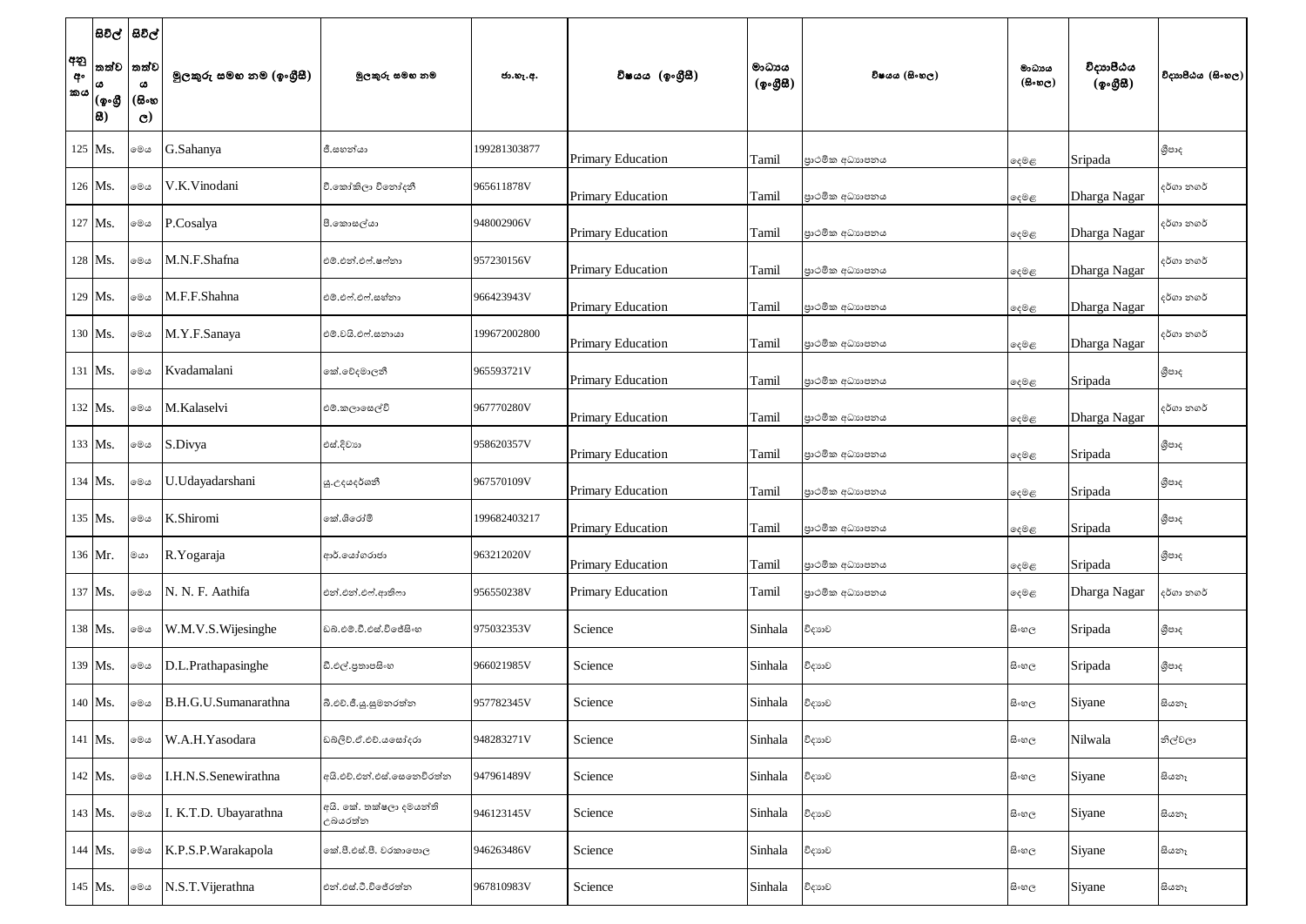| අනු අංකය | සිවිල් තත්වය (ඉංග්‍රීසි) | සිවිල් තත්වය (සිංහල) | මුලකුරු සමඟ නම (ඉංග්‍රීසි) | මුලකුරු සමඟ නම | ජා.හැ.අ. | විෂයය (ඉංග්‍රීසි) | මාධ්‍යය (ඉංග්‍රීසි) | විෂයය (සිංහල) | මාධ්‍යය (සිංහල) | විද්‍යාපීඨය (ඉංග්‍රීසි) | විද්‍යාපීඨය (සිංහල) |
|---|---|---|---|---|---|---|---|---|---|---|---|
| 125 | Ms. | මෙය | G.Sahanya | ජී.සහන්යා | 199281303877 | Primary Education | Tamil | ප්‍රාථමික අධ්‍යාපනය | දෙමළ | Sripada | ශ්‍රීපාද |
| 126 | Ms. | මෙය | V.K.Vinodani | වී.කෝකිලා විනෝදනී | 965611878V | Primary Education | Tamil | ප්‍රාථමික අධ්‍යාපනය | දෙමළ | Dharga Nagar | දර්ගා නගර් |
| 127 | Ms. | මෙය | P.Cosalya | පී.කොසල්යා | 948002906V | Primary Education | Tamil | ප්‍රාථමික අධ්‍යාපනය | දෙමළ | Dharga Nagar | දර්ගා නගර් |
| 128 | Ms. | මෙය | M.N.F.Shafna | එම්.එන්.එෆ්.ෂෆ්නා | 957230156V | Primary Education | Tamil | ප්‍රාථමික අධ්‍යාපනය | දෙමළ | Dharga Nagar | දර්ගා නගර් |
| 129 | Ms. | මෙය | M.F.F.Shahna | එම්.එෆ්.එෆ්.සත්නා | 966423943V | Primary Education | Tamil | ප්‍රාථමික අධ්‍යාපනය | දෙමළ | Dharga Nagar | දර්ගා නගර් |
| 130 | Ms. | මෙය | M.Y.F.Sanaya | එම්.වයි.එෆ්.සනායා | 199672002800 | Primary Education | Tamil | ප්‍රාථමික අධ්‍යාපනය | දෙමළ | Dharga Nagar | දර්ගා නගර් |
| 131 | Ms. | මෙය | Kvadamalani | කේ.වේදමාලනී | 965593721V | Primary Education | Tamil | ප්‍රාථමික අධ්‍යාපනය | දෙමළ | Sripada | ශ්‍රීපාද |
| 132 | Ms. | මෙය | M.Kalaselvi | එම්.කලාසෙල්වී | 967770280V | Primary Education | Tamil | ප්‍රාථමික අධ්‍යාපනය | දෙමළ | Dharga Nagar | දර්ගා නගර් |
| 133 | Ms. | මෙය | S.Divya | එස්.දිව්‍යා | 958620357V | Primary Education | Tamil | ප්‍රාථමික අධ්‍යාපනය | දෙමළ | Sripada | ශ්‍රීපාද |
| 134 | Ms. | මෙය | U.Udayadarshani | යූ.උදයදර්ශනී | 967570109V | Primary Education | Tamil | ප්‍රාථමික අධ්‍යාපනය | දෙමළ | Sripada | ශ්‍රීපාද |
| 135 | Ms. | මෙය | K.Shiromi | කේ.ශිරෝමි | 199682403217 | Primary Education | Tamil | ප්‍රාථමික අධ්‍යාපනය | දෙමළ | Sripada | ශ්‍රීපාද |
| 136 | Mr. | මයා | R.Yogaraja | ආර්.යෝගරාජා | 963212020V | Primary Education | Tamil | ප්‍රාථමික අධ්‍යාපනය | දෙමළ | Sripada | ශ්‍රීපාද |
| 137 | Ms. | මෙය | N. N. F. Aathifa | එන්.එන්.එෆ්.ආතිෆා | 956550238V | Primary Education | Tamil | ප්‍රාථමික අධ්‍යාපනය | දෙමළ | Dharga Nagar | දර්ගා නගර් |
| 138 | Ms. | මෙය | W.M.V.S.Wijesinghe | ඩබ්.එම්.වී.එස්.විජේසිංහ | 975032353V | Science | Sinhala | විද්‍යාව | සිංහල | Sripada | ශ්‍රීපාද |
| 139 | Ms. | මෙය | D.L.Prathapasinghe | ඩී.එල්.ප්‍රතාපසිංහ | 966021985V | Science | Sinhala | විද්‍යාව | සිංහල | Sripada | ශ්‍රීපාද |
| 140 | Ms. | මෙය | B.H.G.U.Sumanarathna | බී.එච්.ජී.යූ.සුමනරත්න | 957782345V | Science | Sinhala | විද්‍යාව | සිංහල | Siyane | සියනෑ |
| 141 | Ms. | මෙය | W.A.H.Yasodara | ඩබ්ලිව්.ඒ.එච්.යසෝදරා | 948283271V | Science | Sinhala | විද්‍යාව | සිංහල | Nilwala | නිල්වලා |
| 142 | Ms. | මෙය | I.H.N.S.Senewirathna | අයි.එච්.එන්.එස්.සෙනෙවිරත්න | 947961489V | Science | Sinhala | විද්‍යාව | සිංහල | Siyane | සියනෑ |
| 143 | Ms. | මෙය | I. K.T.D. Ubayarathna | අයි. කේ. තක්ෂිලා දමයන්ති උබයරත්න | 946123145V | Science | Sinhala | විද්‍යාව | සිංහල | Siyane | සියනෑ |
| 144 | Ms. | මෙය | K.P.S.P.Warakapola | කේ.පී.එස්.පී. වරකාපොල | 946263486V | Science | Sinhala | විද්‍යාව | සිංහල | Siyane | සියනෑ |
| 145 | Ms. | මෙය | N.S.T.Vijerathna | එන්.එස්.ටී.විජේරත්න | 967810983V | Science | Sinhala | විද්‍යාව | සිංහල | Siyane | සියනෑ |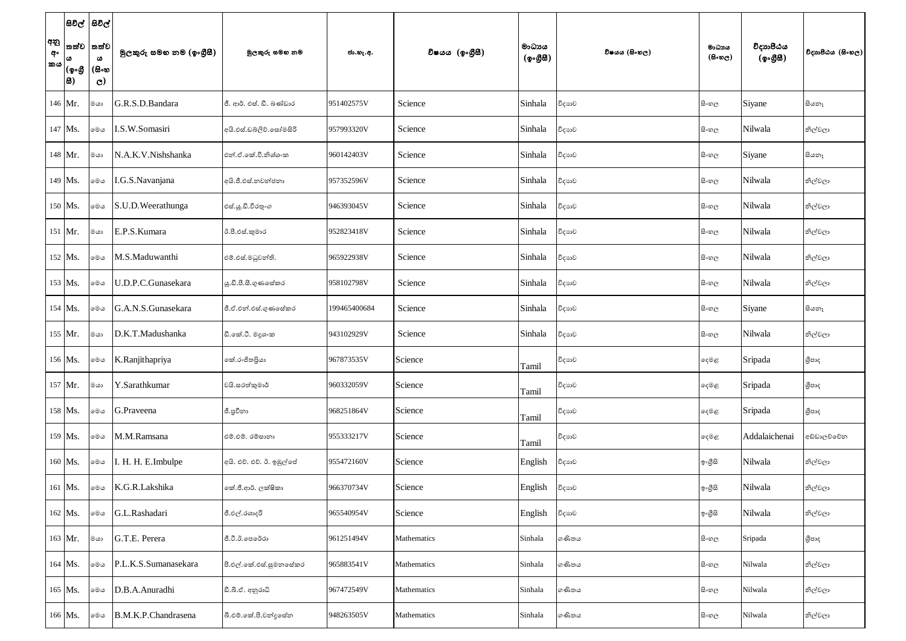| අනු අංකය | සිවිල් තත්වය (ඉංග්‍රීසි) | සිවිල් තත්වය (සිංහල) | මුලකුරු සමඟ නම (ඉංග්‍රීසි) | මුලකුරු සමඟ නම | ජා.හැ.අ. | විෂයය (ඉංග්‍රීසි) | මාධ්‍යය (ඉංග්‍රීසි) | විෂයය (සිංහල) | මාධ්‍යය (සිංහල) | විද්‍යාපීඨය (ඉංග්‍රීසි) | විද්‍යාපීඨය (සිංහල) |
|---|---|---|---|---|---|---|---|---|---|---|---|
| 146 | Mr. | මයා | G.R.S.D.Bandara | ජී. ආර්. එස්. ඩී. බණ්ඩාර | 951402575V | Science | Sinhala | විද්‍යාව | සිංහල | Siyane | සියනෑ |
| 147 | Ms. | මෙය | I.S.W.Somasiri | අයි.එස්.ඩබ්ලිව්.සෝමසිරි | 957993320V | Science | Sinhala | විද්‍යාව | සිංහල | Nilwala | නිල්වලා |
| 148 | Mr. | මයා | N.A.K.V.Nishshanka | එන්.ඒ.කේ.වී.නිශ්ශංක | 960142403V | Science | Sinhala | විද්‍යාව | සිංහල | Siyane | සියනෑ |
| 149 | Ms. | මෙය | I.G.S.Navanjana | අයි.ජී.එස්.නවන්ජනා | 957352596V | Science | Sinhala | විද්‍යාව | සිංහල | Nilwala | නිල්වලා |
| 150 | Ms. | මෙය | S.U.D.Weerathunga | එස්.යූ.ඩී.වීරතුංග | 946393045V | Science | Sinhala | විද්‍යාව | සිංහල | Nilwala | නිල්වලා |
| 151 | Mr. | මයා | E.P.S.Kumara | ඊ.පී.එස්.කුමාර | 952823418V | Science | Sinhala | විද්‍යාව | සිංහල | Nilwala | නිල්වලා |
| 152 | Ms. | මෙය | M.S.Maduwanthi | එම්.එස්.මධුවන්ති. | 965922938V | Science | Sinhala | විද්‍යාව | සිංහල | Nilwala | නිල්වලා |
| 153 | Ms. | මෙය | U.D.P.C.Gunasekara | යූ.ඩී.පී.සී.ගුණසේකර | 958102798V | Science | Sinhala | විද්‍යාව | සිංහල | Nilwala | නිල්වලා |
| 154 | Ms. | මෙය | G.A.N.S.Gunasekara | ජී.ඒ.එන්.එස්.ගුණසේකර | 199465400684 | Science | Sinhala | විද්‍යාව | සිංහල | Siyane | සියනෑ |
| 155 | Mr. | මයා | D.K.T.Madushanka | ඩී.කේ.ටී. මදුශංක | 943102929V | Science | Sinhala | විද්‍යාව | සිංහල | Nilwala | නිල්වලා |
| 156 | Ms. | මෙය | K.Ranjithapriya | කේ.රංජිතප්‍රියා | 967873535V | Science | Tamil | විද්‍යාව | දෙමළ | Sripada | ශ්‍රීපාද |
| 157 | Mr. | මයා | Y.Sarathkumar | වයි.සරත්කුමාර් | 960332059V | Science | Tamil | විද්‍යාව | දෙමළ | Sripada | ශ්‍රීපාද |
| 158 | Ms. | මෙය | G.Praveena | ජී.ප්‍රවීනා | 968251864V | Science | Tamil | විද්‍යාව | දෙමළ | Sripada | ශ්‍රීපාද |
| 159 | Ms. | මෙය | M.M.Ramsana | එම්.එම්. රම්සානා | 955333217V | Science | Tamil | විද්‍යාව | දෙමළ | Addalaichenai | අඩ්ඩාලච්චේන |
| 160 | Ms. | මෙය | I. H. H. E.Imbulpe | අයි. එච්. එච්. ඊ. ඉඹුල්පේ | 955472160V | Science | English | විද්‍යාව | ඉංග්‍රීසි | Nilwala | නිල්වලා |
| 161 | Ms. | මෙය | K.G.R.Lakshika | කේ.ජී.ආර්. ලක්ෂිකා | 966370734V | Science | English | විද්‍යාව | ඉංග්‍රීසි | Nilwala | නිල්වලා |
| 162 | Ms. | මෙය | G.L.Rashadari | ජී.එල්.රශාදරි | 965540954V | Science | English | විද්‍යාව | ඉංග්‍රීසි | Nilwala | නිල්වලා |
| 163 | Mr. | මයා | G.T.E. Perera | ජී.ටී.ඊ.පෙරේරා | 961251494V | Mathematics | Sinhala | ගණිතය | සිංහල | Sripada | ශ්‍රීපාද |
| 164 | Ms. | මෙය | P.L.K.S.Sumanasekara | පී.එල්.කේ.එස්.සුමනසේකර | 965883541V | Mathematics | Sinhala | ගණිතය | සිංහල | Nilwala | නිල්වලා |
| 165 | Ms. | මෙය | D.B.A.Anuradhi | ඩී.බී.ඒ. අනුරාධි | 967472549V | Mathematics | Sinhala | ගණිතය | සිංහල | Nilwala | නිල්වලා |
| 166 | Ms. | මෙය | B.M.K.P.Chandrasena | බී.එම්.කේ.පී.චන්ද්‍රසේන | 948263505V | Mathematics | Sinhala | ගණිතය | සිංහල | Nilwala | නිල්වලා |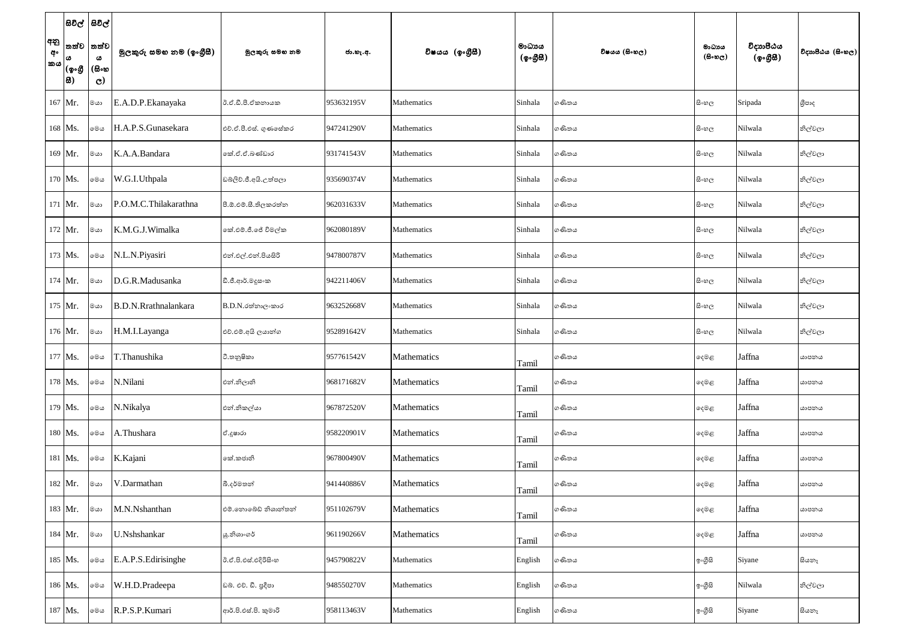| අනු අංකය | සිවිල් තත්වය (ඉංග්‍රීසි) | සිවිල් තත්වය (සිංහල) | මුලකුරු සමඟ නම (ඉංග්‍රීසි) | මුලකුරු සමඟ නම | ජා.හැ.අ. | විෂයය (ඉංග්‍රීසි) | මාධ්‍යය (ඉංග්‍රීසි) | විෂයය (සිංහල) | මාධ්‍යය (සිංහල) | විද්‍යාපීඨය (ඉංග්‍රීසි) | විද්‍යාපීඨය (සිංහල) |
|---|---|---|---|---|---|---|---|---|---|---|---|
| 167 | Mr. | මයා | E.A.D.P.Ekanayaka | ඊ.ඒ.ඩී.පී.ඒකනායක | 953632195V | Mathematics | Sinhala | ගණිතය | සිංහල | Sripada | ශ්‍රීපාද |
| 168 | Ms. | මෙය | H.A.P.S.Gunasekara | එච්.ඒ.පී.එස්. ගුණසේකර | 947241290V | Mathematics | Sinhala | ගණිතය | සිංහල | Nilwala | නිල්වලා |
| 169 | Mr. | මයා | K.A.A.Bandara | කේ.ඒ.ඒ.බණ්ඩාර | 931741543V | Mathematics | Sinhala | ගණිතය | සිංහල | Nilwala | නිල්වලා |
| 170 | Ms. | මෙය | W.G.I.Uthpala | ඩබ්ලිව්.ජී.අයි.උත්පලා | 935690374V | Mathematics | Sinhala | ගණිතය | සිංහල | Nilwala | නිල්වලා |
| 171 | Mr. | මයා | P.O.M.C.Thilakarathna | පී.ඕ.එම්.සී.තිලකරත්න | 962031633V | Mathematics | Sinhala | ගණිතය | සිංහල | Nilwala | නිල්වලා |
| 172 | Mr. | මයා | K.M.G.J.Wimalka | කේ.එම්.ජී.ජේ විමල්ක | 962080189V | Mathematics | Sinhala | ගණිතය | සිංහල | Nilwala | නිල්වලා |
| 173 | Ms. | මෙය | N.L.N.Piyasiri | එන්.එල්.එන්.පියසිරි | 947800787V | Mathematics | Sinhala | ගණිතය | සිංහල | Nilwala | නිල්වලා |
| 174 | Mr. | මයා | D.G.R.Madusanka | ඩී.ජී.ආර්.මදුසංක | 942211406V | Mathematics | Sinhala | ගණිතය | සිංහල | Nilwala | නිල්වලා |
| 175 | Mr. | මයා | B.D.N.Rrathnalankara | B.D.N.රත්නාලංකාර | 963252668V | Mathematics | Sinhala | ගණිතය | සිංහල | Nilwala | නිල්වලා |
| 176 | Mr. | මයා | H.M.I.Layanga | එච්.එම්.අයි ලයාන්ග | 952891642V | Mathematics | Sinhala | ගණිතය | සිංහල | Nilwala | නිල්වලා |
| 177 | Ms. | මෙය | T.Thanushika | ටී.තනුෂිකා | 957761542V | Mathematics | Tamil | ගණිතය | දෙමළ | Jaffna | යාපනය |
| 178 | Ms. | මෙය | N.Nilani | එන්.නිලානි | 968171682V | Mathematics | Tamil | ගණිතය | දෙමළ | Jaffna | යාපනය |
| 179 | Ms. | මෙය | N.Nikalya | එන්.නිකල්යා | 967872520V | Mathematics | Tamil | ගණිතය | දෙමළ | Jaffna | යාපනය |
| 180 | Ms. | මෙය | A.Thushara | ඒ.දූෂාරා | 958220901V | Mathematics | Tamil | ගණිතය | දෙමළ | Jaffna | යාපනය |
| 181 | Ms. | මෙය | K.Kajani | කේ.කජානි | 967800490V | Mathematics | Tamil | ගණිතය | දෙමළ | Jaffna | යාපනය |
| 182 | Mr. | මයා | V.Darmathan | බී.දර්මතන් | 941440886V | Mathematics | Tamil | ගණිතය | දෙමළ | Jaffna | යාපනය |
| 183 | Mr. | මයා | M.N.Nshanthan | එම්.නොබෙඩ් නිශාන්තන් | 951102679V | Mathematics | Tamil | ගණිතය | දෙමළ | Jaffna | යාපනය |
| 184 | Mr. | මයා | U.Nshshankar | යූ.නිශාංගර් | 961190266V | Mathematics | Tamil | ගණිතය | දෙමළ | Jaffna | යාපනය |
| 185 | Ms. | මෙය | E.A.P.S.Edirisinghe | ඊ.ඒ.පී.එස්.එදිරිසිංහ | 945790822V | Mathematics | English | ගණිතය | ඉංග්‍රීසි | Siyane | සියනෑ |
| 186 | Ms. | මෙය | W.H.D.Pradeepa | ඩබ්. එච්. ඩී. ප්‍රදීපා | 948550270V | Mathematics | English | ගණිතය | ඉංග්‍රීසි | Nilwala | නිල්වලා |
| 187 | Ms. | මෙය | R.P.S.P.Kumari | ආර්.පී.එස්.පී. කුමාරි | 958113463V | Mathematics | English | ගණිතය | ඉංග්‍රීසි | Siyane | සියනෑ |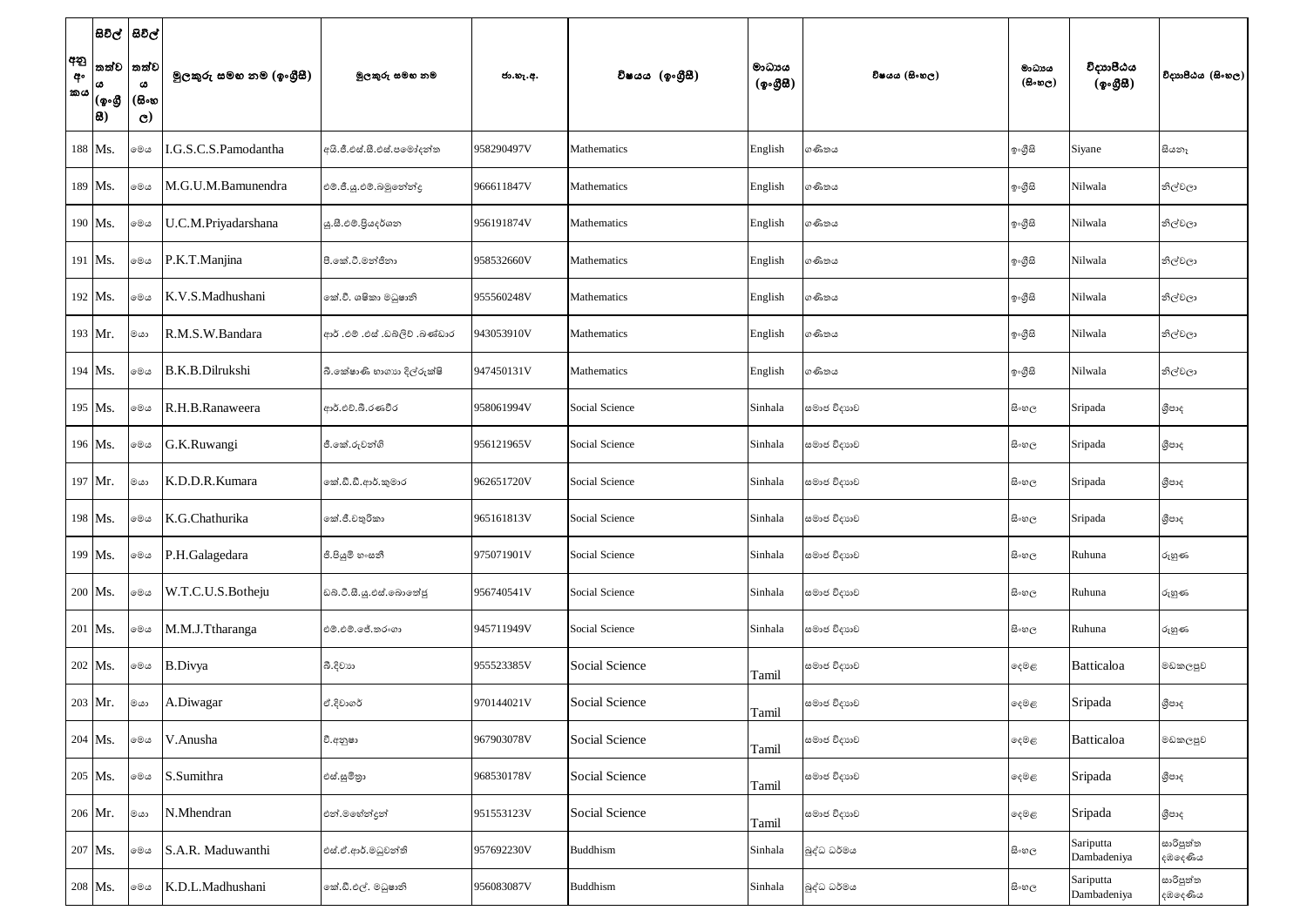| අනු අංකය | සිවිල් තත්වය (ඉංග්‍රීසි) | සිවිල් තත්වය (සිංහල) | මුලකුරු සමඟ නම (ඉංග්‍රීසි) | මුලකුරු සමඟ නම | ජා.හැ.අ. | විෂයය (ඉංග්‍රීසි) | මාධ්‍යය (ඉංග්‍රීසි) | විෂයය (සිංහල) | මාධ්‍යය (සිංහල) | විද්‍යාපීඨය (ඉංග්‍රීසි) | විද්‍යාපීඨය (සිංහල) |
|---|---|---|---|---|---|---|---|---|---|---|---|
| 188 | Ms. | මෙය | I.G.S.C.S.Pamodantha | අයි.ජී.එස්.සී.එස්.පමෝදන්ත | 958290497V | Mathematics | English | ගණිතය | ඉංග්‍රීසි | Siyane | සියනෑ |
| 189 | Ms. | මෙය | M.G.U.M.Bamunendra | එම්.ජී.යූ.එම්.බමුනේන්ද්‍ර | 966611847V | Mathematics | English | ගණිතය | ඉංග්‍රීසි | Nilwala | නිල්වලා |
| 190 | Ms. | මෙය | U.C.M.Priyadarshana | යූ.සී.එම්.ප්‍රියදර්ශන | 956191874V | Mathematics | English | ගණිතය | ඉංග්‍රීසි | Nilwala | නිල්වලා |
| 191 | Ms. | මෙය | P.K.T.Manjina | පී.කේ.ටී.මන්ජිනා | 958532660V | Mathematics | English | ගණිතය | ඉංග්‍රීසි | Nilwala | නිල්වලා |
| 192 | Ms. | මෙය | K.V.S.Madhushani | කේ.වී. ශෂිකා මධුෂානි | 955560248V | Mathematics | English | ගණිතය | ඉංග්‍රීසි | Nilwala | නිල්වලා |
| 193 | Mr. | මයා | R.M.S.W.Bandara | ආර් .එම් .එස් .ඩබ්ලිව් .බණ්ඩාර | 943053910V | Mathematics | English | ගණිතය | ඉංග්‍රීසි | Nilwala | නිල්වලා |
| 194 | Ms. | මෙය | B.K.B.Dilrukshi | බී.කේෂාණි භාගයා දිල්රුක්ෂි | 947450131V | Mathematics | English | ගණිතය | ඉංග්‍රීසි | Nilwala | නිල්වලා |
| 195 | Ms. | මෙය | R.H.B.Ranaweera | ආර්.එච්.බී.රණවීර | 958061994V | Social Science | Sinhala | සමාජ විද්‍යාව | සිංහල | Sripada | ශ්‍රීපාද |
| 196 | Ms. | මෙය | G.K.Ruwangi | ජී.කේ.රුවන්ගි | 956121965V | Social Science | Sinhala | සමාජ විද්‍යාව | සිංහල | Sripada | ශ්‍රීපාද |
| 197 | Mr. | මයා | K.D.D.R.Kumara | කේ.ඩී.ඩී.ආර්.කුමාර | 962651720V | Social Science | Sinhala | සමාජ විද්‍යාව | සිංහල | Sripada | ශ්‍රීපාද |
| 198 | Ms. | මෙය | K.G.Chathurika | කේ.ජී.චතුරිකා | 965161813V | Social Science | Sinhala | සමාජ විද්‍යාව | සිංහල | Sripada | ශ්‍රීපාද |
| 199 | Ms. | මෙය | P.H.Galagedara | පී.පියුමි හංසනි | 975071901V | Social Science | Sinhala | සමාජ විද්‍යාව | සිංහල | Ruhuna | රුහුණ |
| 200 | Ms. | මෙය | W.T.C.U.S.Botheju | ඩබ්.ටී.සී.යූ.එස්.බොතේජු | 956740541V | Social Science | Sinhala | සමාජ විද්‍යාව | සිංහල | Ruhuna | රුහුණ |
| 201 | Ms. | මෙය | M.M.J.Ttharanga | එම්.එම්.ජේ.තරංගා | 945711949V | Social Science | Sinhala | සමාජ විද්‍යාව | සිංහල | Ruhuna | රුහුණ |
| 202 | Ms. | මෙය | B.Divya | බී.දිව්‍යා | 955523385V | Social Science | Tamil | සමාජ විද්‍යාව | දෙමළ | Batticaloa | මඩකලපුව |
| 203 | Mr. | මයා | A.Diwagar | ඒ.දිවාගර් | 970144021V | Social Science | Tamil | සමාජ විද්‍යාව | දෙමළ | Sripada | ශ්‍රීපාද |
| 204 | Ms. | මෙය | V.Anusha | වී.අනුෂා | 967903078V | Social Science | Tamil | සමාජ විද්‍යාව | දෙමළ | Batticaloa | මඩකලපුව |
| 205 | Ms. | මෙය | S.Sumithra | එස්.සුමිත්‍රා | 968530178V | Social Science | Tamil | සමාජ විද්‍යාව | දෙමළ | Sripada | ශ්‍රීපාද |
| 206 | Mr. | මයා | N.Mhendran | එන්.මහේන්ද්‍රන් | 951553123V | Social Science | Tamil | සමාජ විද්‍යාව | දෙමළ | Sripada | ශ්‍රීපාද |
| 207 | Ms. | මෙය | S.A.R. Maduwanthi | එස්.ඒ.ආර්.මධුවන්ති | 957692230V | Buddhism | Sinhala | බුද්ධ ධර්මය | සිංහල | Sariputta Dambadeniya | සාරිපුත්ත දඹදෙණිය |
| 208 | Ms. | මෙය | K.D.L.Madhushani | කේ.ඩී.එල්. මධුෂානි | 956083087V | Buddhism | Sinhala | බුද්ධ ධර්මය | සිංහල | Sariputta Dambadeniya | සාරිපුත්ත දඹදෙණිය |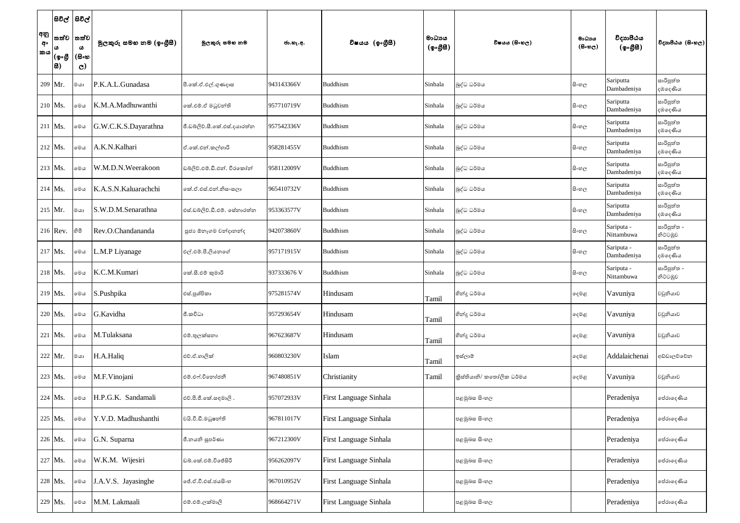| අනු අංකය | සිවිල් තත්වය (ඉංග්‍රීසි) | සිවිල් තත්වය (සිංහල) | මුලකුරු සමඟ නම (ඉංග්‍රීසි) | මුලකුරු සමඟ නම | ජා.හැ.අ. | විෂයය (ඉංග්‍රීසි) | මාධ්‍යය (ඉංග්‍රීසි) | විෂයය (සිංහල) | මාධ්‍යය (සිංහල) | විද්‍යාපීඨය (ඉංග්‍රීසි) | විද්‍යාපීඨය (සිංහල) |
|---|---|---|---|---|---|---|---|---|---|---|---|
| 209 | Mr. | මයා | P.K.A.L.Gunadasa | පී.කේ.ඒ.එල්.ගුණදාස | 943143366V | Buddhism | Sinhala | බුද්ධ ධර්මය | සිංහල | Sariputta Dambadeniya | සාරිපුත්ත දඹදෙණිය |
| 210 | Ms. | මෙය | K.M.A.Madhuwanthi | කේ.එම්.ඒ මධුවන්ති | 957710719V | Buddhism | Sinhala | බුද්ධ ධර්මය | සිංහල | Sariputta Dambadeniya | සාරිපුත්ත දඹදෙණිය |
| 211 | Ms. | මෙය | G.W.C.K.S.Dayarathna | ජී.ඩබ්ලිව්.සී.කේ.එස්.දයාරත්න | 957542336V | Buddhism | Sinhala | බුද්ධ ධර්මය | සිංහල | Sariputta Dambadeniya | සාරිපුත්ත දඹදෙණිය |
| 212 | Ms. | මෙය | A.K.N.Kalhari | ඒ.කේ.එන්.කල්හාරි | 958281455V | Buddhism | Sinhala | බුද්ධ ධර්මය | සිංහල | Sariputta Dambadeniya | සාරිපුත්ත දඹදෙණිය |
| 213 | Ms. | මෙය | W.M.D.N.Weerakoon | ඩබ්ලිව්.එම්.ඩී.එන්. වීරකෝන් | 958112009V | Buddhism | Sinhala | බුද්ධ ධර්මය | සිංහල | Sariputta Dambadeniya | සාරිපුත්ත දඹදෙණිය |
| 214 | Ms. | මෙය | K.A.S.N.Kaluarachchi | කේ.ඒ.එස්.එන්.නිසංසලා | 965410732V | Buddhism | Sinhala | බුද්ධ ධර්මය | සිංහල | Sariputta Dambadeniya | සාරිපුත්ත දඹදෙණිය |
| 215 | Mr. | මයා | S.W.D.M.Senarathna | එස්.ඩබ්ලිව්.ඩී.එම්. සේනාරත්න | 953363577V | Buddhism | Sinhala | බුද්ධ ධර්මය | සිංහල | Sariputta Dambadeniya | සාරිපුත්ත දඹදෙණිය |
| 216 | Rev. | හිමි | Rev.O.Chandananda | පූජ්‍ය ඔනෑගම චන්දානන්ද | 942073860V | Buddhism | Sinhala | බුද්ධ ධර්මය | සිංහල | Sariputa - Nittambuwa | සාරිපුත්ත - නිට්ටඹුව |
| 217 | Ms. | මෙය | L.M.P Liyanage | එල්.එම්.පී.ලියනගේ | 957171915V | Buddhism | Sinhala | බුද්ධ ධර්මය | සිංහල | Sariputa - Dambadeniya | සාරිපුත්ත දඹදෙණිය |
| 218 | Ms. | මෙය | K.C.M.Kumari | කේ.සී.එම් කුමාරි | 937333676 V | Buddhism | Sinhala | බුද්ධ ධර්මය | සිංහල | Sariputa - Nittambuwa | සාරිපුත්ත - නිට්ටඹුව |
| 219 | Ms. | මෙය | S.Pushpika | එස්.පුශ්පිකා | 975281574V | Hindusam | Tamil | හින්දු ධර්මය | දෙමළ | Vavuniya | වවුනියාව |
| 220 | Ms. | මෙය | G.Kavidha | ජී.කවිධා | 957293654V | Hindusam | Tamil | හින්දු ධර්මය | දෙමළ | Vavuniya | වවුනියාව |
| 221 | Ms. | මෙය | M.Tulaksana | එම්.තුලක්සනා | 967623687V | Hindusam | Tamil | හින්දු ධර්මය | දෙමළ | Vavuniya | වවුනියාව |
| 222 | Mr. | මයා | H.A.Haliq | එච්.ඒ.හාලික් | 960803230V | Islam | Tamil | ඉස්ලාම් | දෙමළ | Addalaichenai | අඩ්ඩාලච්චේන |
| 223 | Ms. | මෙය | M.F.Vinojani | එම්.එෆ්.විනෝජනී | 967480851V | Christianity | Tamil | ක්‍රිස්තියානි/ කතෝලික ධර්මය | දෙමළ | Vavuniya | වවුනියාව |
| 224 | Ms. | මෙය | H.P.G.K. Sandamali | එච්.පී.ජී.කේ.සඳමාලි . | 957072933V | First Language Sinhala | | පළමුබස සිංහල | | Peradeniya | පේරාදෙණිය |
| 225 | Ms. | මෙය | Y.V.D. Madhushanthi | වයි.වී.ඩී.මධුෂන්ති | 967811017V | First Language Sinhala | | පළමුබස සිංහල | | Peradeniya | පේරාදෙණිය |
| 226 | Ms. | මෙය | G.N. Suparna | ජී.නයනි සුපර්ණා | 967212300V | First Language Sinhala | | පළමුබස සිංහල | | Peradeniya | පේරාදෙණිය |
| 227 | Ms. | මෙය | W.K.M. Wijesiri | ඩබ්.කේ.එම්.විජේසිරි | 956262097V | First Language Sinhala | | පළමුබස සිංහල | | Peradeniya | පේරාදෙණිය |
| 228 | Ms. | මෙය | J.A.V.S. Jayasinghe | ජේ.ඒ.වී.එස්.ජයසිංහ | 967010952V | First Language Sinhala | | පළමුබස සිංහල | | Peradeniya | පේරාදෙණිය |
| 229 | Ms. | මෙය | M.M. Lakmaali | එම්.එම්.ලක්මාලි | 968664271V | First Language Sinhala | | පළමුබස සිංහල | | Peradeniya | පේරාදෙණිය |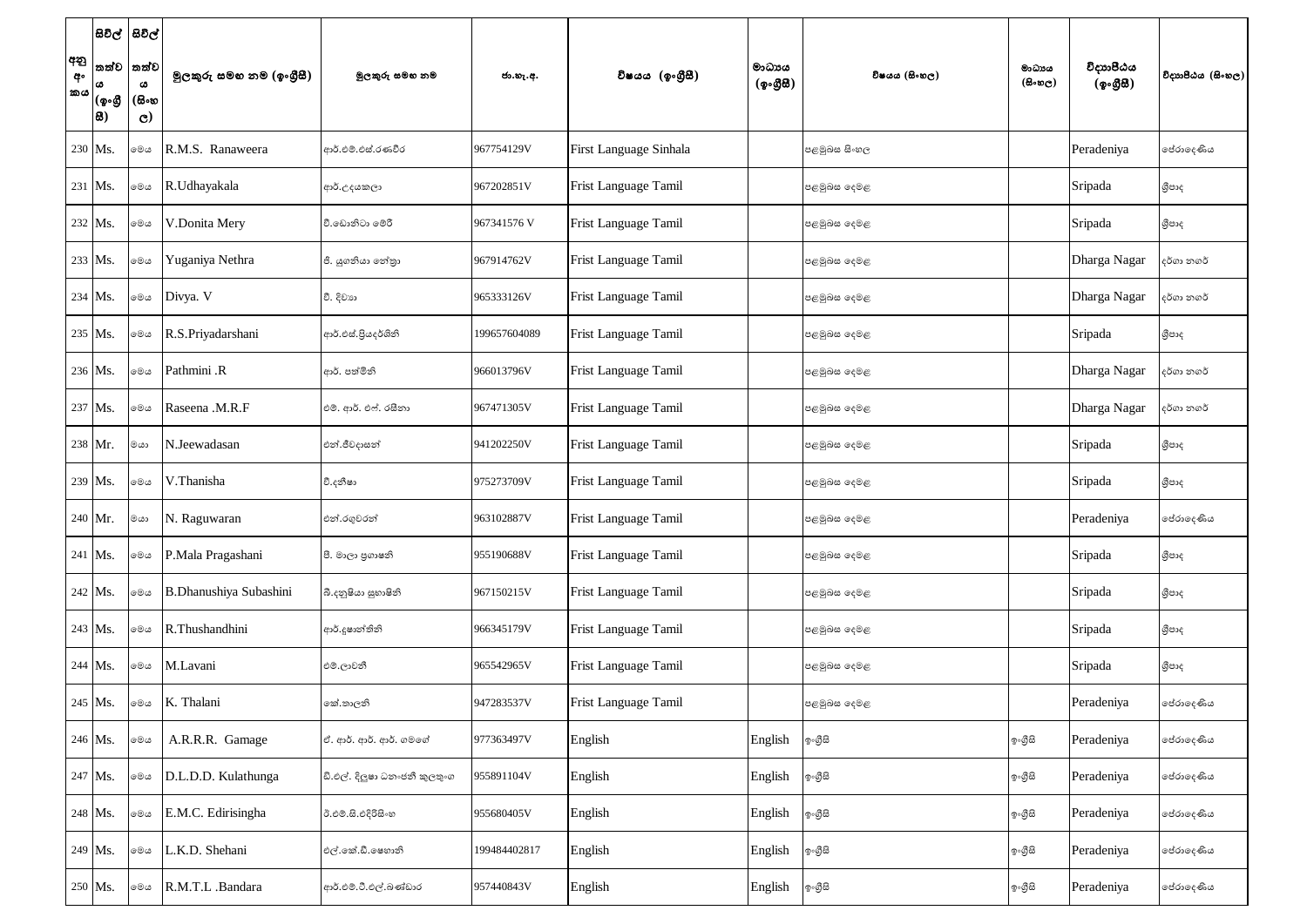| අනු අංකය | සිවිල් තත්වය (ඉංග්‍රීසි) | සිවිල් තත්වය (සිංහල) | මුලකුරු සමඟ නම (ඉංග්‍රීසි) | මුලකුරු සමඟ නම | ජා.හැ.අ. | විෂයය (ඉංග්‍රීසි) | මාධ්‍යය (ඉංග්‍රීසි) | විෂයය (සිංහල) | මාධ්‍යය (සිංහල) | විද්‍යාපීඨය (ඉංග්‍රීසි) | විද්‍යාපීඨය (සිංහල) |
|---|---|---|---|---|---|---|---|---|---|---|---|
| 230 | Ms. | මෙය | R.M.S. Ranaweera | ආර්.එම්.එස්.රණවීර | 967754129V | First Language Sinhala | | පළමුබස සිංහල | | Peradeniya | පේරාදෙණිය |
| 231 | Ms. | මෙය | R.Udhayakala | ආර්.උදයකලා | 967202851V | Frist Language Tamil | | පළමුබස දෙමළ | | Sripada | ශ්‍රීපාද |
| 232 | Ms. | මෙය | V.Donita Mery | වී.ඩොනිටා මෙරි | 967341576 V | Frist Language Tamil | | පළමුබස දෙමළ | | Sripada | ශ්‍රීපාද |
| 233 | Ms. | මෙය | Yuganiya Nethra | ජි. යුගනියා නේත්‍රා | 967914762V | Frist Language Tamil | | පළමුබස දෙමළ | | Dharga Nagar | දර්ගා නගර් |
| 234 | Ms. | මෙය | Divya. V | වී. දිව්‍යා | 965333126V | Frist Language Tamil | | පළමුබස දෙමළ | | Dharga Nagar | දර්ගා නගර් |
| 235 | Ms. | මෙය | R.S.Priyadarshani | ආර්.එස්.ප්‍රියදර්ශිනි | 199657604089 | Frist Language Tamil | | පළමුබස දෙමළ | | Sripada | ශ්‍රීපාද |
| 236 | Ms. | මෙය | Pathmini .R | ආර්. පත්මිනි | 966013796V | Frist Language Tamil | | පළමුබස දෙමළ | | Dharga Nagar | දර්ගා නගර් |
| 237 | Ms. | මෙය | Raseena .M.R.F | එම්. ආර්. එෆ්. රසීනා | 967471305V | Frist Language Tamil | | පළමුබස දෙමළ | | Dharga Nagar | දර්ගා නගර් |
| 238 | Mr. | මයා | N.Jeewadasan | එන්.ජීවදාසන් | 941202250V | Frist Language Tamil | | පළමුබස දෙමළ | | Sripada | ශ්‍රීපාද |
| 239 | Ms. | මෙය | V.Thanisha | වී.දනීෂා | 975273709V | Frist Language Tamil | | පළමුබස දෙමළ | | Sripada | ශ්‍රීපාද |
| 240 | Mr. | මයා | N. Raguwaran | එන්.රගුවරන් | 963102887V | Frist Language Tamil | | පළමුබස දෙමළ | | Peradeniya | පේරාදෙණිය |
| 241 | Ms. | මෙය | P.Mala Pragashani | පී. මාලා ප්‍රගාෂනි | 955190688V | Frist Language Tamil | | පළමුබස දෙමළ | | Sripada | ශ්‍රීපාද |
| 242 | Ms. | මෙය | B.Dhanushiya Subashini | බී.දනුෂියා සුභාෂිනි | 967150215V | Frist Language Tamil | | පළමුබස දෙමළ | | Sripada | ශ්‍රීපාද |
| 243 | Ms. | මෙය | R.Thushandhini | ආර්.දුෂාන්තිනි | 966345179V | Frist Language Tamil | | පළමුබස දෙමළ | | Sripada | ශ්‍රීපාද |
| 244 | Ms. | මෙය | M.Lavani | එම්.ලාවනී | 965542965V | Frist Language Tamil | | පළමුබස දෙමළ | | Sripada | ශ්‍රීපාද |
| 245 | Ms. | මෙය | K. Thalani | කේ.තාලනි | 947283537V | Frist Language Tamil | | පළමුබස දෙමළ | | Peradeniya | පේරාදෙණිය |
| 246 | Ms. | මෙය | A.R.R.R. Gamage | ඒ. ආර්. ආර්. ආර්. ගමගේ | 977363497V | English | English | ඉංග්‍රීසි | ඉංග්‍රීසි | Peradeniya | පේරාදෙණිය |
| 247 | Ms. | මෙය | D.L.D.D. Kulathunga | ඩී.එල්. දිලූෂා ධනංජනී කුලතුංග | 955891104V | English | English | ඉංග්‍රීසි | ඉංග්‍රීසි | Peradeniya | පේරාදෙණිය |
| 248 | Ms. | මෙය | E.M.C. Edirisingha | ඊ.එම්.සී.එදිරිසිංහ | 955680405V | English | English | ඉංග්‍රීසි | ඉංග්‍රීසි | Peradeniya | පේරාදෙණිය |
| 249 | Ms. | මෙය | L.K.D. Shehani | එල්.කේ.ඩී.ෂෙහානි | 199484402817 | English | English | ඉංග්‍රීසි | ඉංග්‍රීසි | Peradeniya | පේරාදෙණිය |
| 250 | Ms. | මෙය | R.M.T.L .Bandara | ආර්.එම්.ටී.එල්.බණ්ඩාර | 957440843V | English | English | ඉංග්‍රීසි | ඉංග්‍රීසි | Peradeniya | පේරාදෙණිය |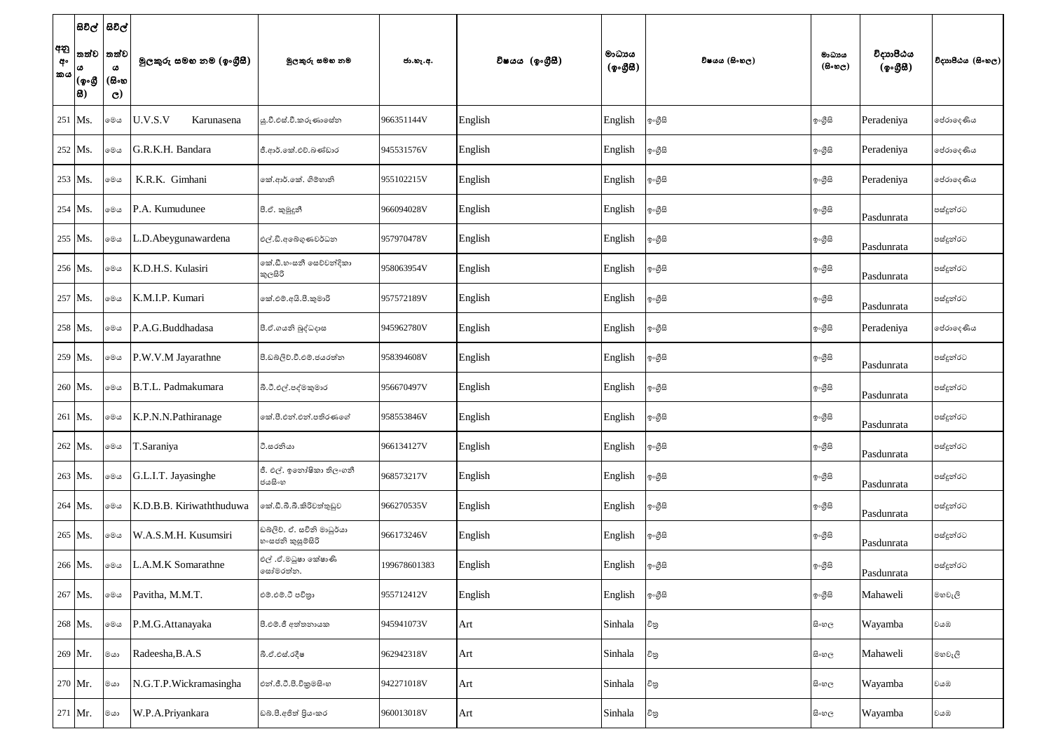| අනු අංකය | සිවිල් තත්වය (ඉංග්‍රීසි) | සිවිල් තත්වය (සිංහල) | මුලකුරු සමඟ නම (ඉංග්‍රීසි) | මුලකුරු සමඟ නම | ජා.හැ.අ. | විෂයය (ඉංග්‍රීසි) | මාධ්‍යය (ඉංග්‍රීසි) | විෂයය (සිංහල) | මාධ්‍යය (සිංහල) | විද්‍යාපීඨය (ඉංග්‍රීසි) | විද්‍යාපීඨය (සිංහල) |
|---|---|---|---|---|---|---|---|---|---|---|---|
| 251 | Ms. | මෙය | U.V.S.V Karunasena | යූ.වී.එස්.වී.කරුණාසේන | 966351144V | English | English | ඉංග්‍රීසි | ඉංග්‍රීසි | Peradeniya | පේරාදෙණිය |
| 252 | Ms. | මෙය | G.R.K.H. Bandara | ජී.ආර්.කේ.එච්.බණ්ඩාර | 945531576V | English | English | ඉංග්‍රීසි | ඉංග්‍රීසි | Peradeniya | පේරාදෙණිය |
| 253 | Ms. | මෙය | K.R.K. Gimhani | කේ.ආර්.කේ. ගිම්හානි | 955102215V | English | English | ඉංග්‍රීසි | ඉංග්‍රීසි | Peradeniya | පේරාදෙණිය |
| 254 | Ms. | මෙය | P.A. Kumudunee | පී.ඒ. කුමුදුනී | 966094028V | English | English | ඉංග්‍රීසි | ඉංග්‍රීසි | Pasdunrata | පස්දුන්රට |
| 255 | Ms. | මෙය | L.D.Abeygunawardena | එල්.ඩී.අබේගුණවර්ධන | 957970478V | English | English | ඉංග්‍රීසි | ඉංග්‍රීසි | Pasdunrata | පස්දුන්රට |
| 256 | Ms. | මෙය | K.D.H.S. Kulasiri | කේ.ඩී.හංසනී සෙව්වන්දිකා කුලසිරි | 958063954V | English | English | ඉංග්‍රීසි | ඉංග්‍රීසි | Pasdunrata | පස්දුන්රට |
| 257 | Ms. | මෙය | K.M.I.P. Kumari | කේ.එම්.අයි.පී.කුමාරි | 957572189V | English | English | ඉංග්‍රීසි | ඉංග්‍රීසි | Pasdunrata | පස්දුන්රට |
| 258 | Ms. | මෙය | P.A.G.Buddhadasa | පී.ඒ.ගයනි බුද්ධදාස | 945962780V | English | English | ඉංග්‍රීසි | ඉංග්‍රීසි | Peradeniya | පේරාදෙණිය |
| 259 | Ms. | මෙය | P.W.V.M Jayarathne | පී.ඩබලිව්.වී.එම්.ජයරත්න | 958394608V | English | English | ඉංග්‍රීසි | ඉංග්‍රීසි | Pasdunrata | පස්දුන්රට |
| 260 | Ms. | මෙය | B.T.L. Padmakumara | බී.ටී.එල්.පද්මකුමාර | 956670497V | English | English | ඉංග්‍රීසි | ඉංග්‍රීසි | Pasdunrata | පස්දුන්රට |
| 261 | Ms. | මෙය | K.P.N.N.Pathiranage | කේ.පී.එන්.එන්.පතිරණගේ | 958553846V | English | English | ඉංග්‍රීසි | ඉංග්‍රීසි | Pasdunrata | පස්දුන්රට |
| 262 | Ms. | මෙය | T.Saraniya | ටී.සරනියා | 966134127V | English | English | ඉංග්‍රීසි | ඉංග්‍රීසි | Pasdunrata | පස්දුන්රට |
| 263 | Ms. | මෙය | G.L.I.T. Jayasinghe | ජී. එල්. ඉනෝෂිකා තිලංගනී ජයසිංහ | 968573217V | English | English | ඉංග්‍රීසි | ඉංග්‍රීසි | Pasdunrata | පස්දුන්රට |
| 264 | Ms. | මෙය | K.D.B.B. Kiriwaththuduwa | කේ.ඩී.බී.බී.කිරිවත්තුඩුව | 966270535V | English | English | ඉංග්‍රීසි | ඉංග්‍රීසි | Pasdunrata | පස්දුන්රට |
| 265 | Ms. | මෙය | W.A.S.M.H. Kusumsiri | ඩබලිව්. ඒ. සචිනි මාධූර්යා හංසජනි කුසුම්සිරි | 966173246V | English | English | ඉංග්‍රීසි | ඉංග්‍රීසි | Pasdunrata | පස්දුන්රට |
| 266 | Ms. | මෙය | L.A.M.K Somarathne | එල් .ඒ.මධූෂා කේෂාණි සෝමරත්න. | 199678601383 | English | English | ඉංග්‍රීසි | ඉංග්‍රීසි | Pasdunrata | පස්දුන්රට |
| 267 | Ms. | මෙය | Pavitha, M.M.T. | එම්.එම්.ටී පවිත්‍රා | 955712412V | English | English | ඉංග්‍රීසි | ඉංග්‍රීසි | Mahaweli | මහවැලි |
| 268 | Ms. | මෙය | P.M.G.Attanayaka | පී.එම්.ජී අත්තනායක | 945941073V | Art | Sinhala | චිත්‍ර | සිංහල | Wayamba | වයඹ |
| 269 | Mr. | මයා | Radeesha,B.A.S | බී.ඒ.එස්.රදීෂ | 962942318V | Art | Sinhala | චිත්‍ර | සිංහල | Mahaweli | මහවැලි |
| 270 | Mr. | මයා | N.G.T.P.Wickramasingha | එන්.ජී.ටී.පී.වික්‍රමසිංහ | 942271018V | Art | Sinhala | චිත්‍ර | සිංහල | Wayamba | වයඹ |
| 271 | Mr. | මයා | W.P.A.Priyankara | ඩබ්.පී.අජිත් ප්‍රියංකර | 960013018V | Art | Sinhala | චිත්‍ර | සිංහල | Wayamba | වයඹ |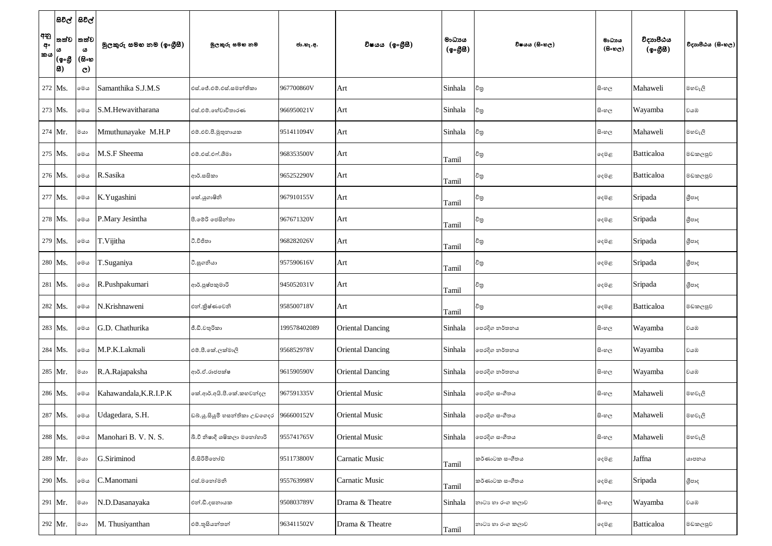| අනු අංකය | සිවිල් තත්වය (ඉංග්‍රීසි) | සිවිල් තත්වය (සිංහල) | මුලකුරු සමඟ නම (ඉංග්‍රීසි) | මුලකුරු සමඟ නම | ජා.හැ.අ. | විෂයය (ඉංග්‍රීසි) | මාධ්‍යය (ඉංග්‍රීසි) | විෂයය (සිංහල) | මාධ්‍යය (සිංහල) | විද්‍යාපීඨය (ඉංග්‍රීසි) | විද්‍යාපීඨය (සිංහල) |
|---|---|---|---|---|---|---|---|---|---|---|---|
| 272 | Ms. | මෙය | Samanthika S.J.M.S | එස්.ජේ.එම්.එස්.සමන්තිකා | 967700860V | Art | Sinhala | චිත්‍ර | සිංහල | Mahaweli | මහවැලි |
| 273 | Ms. | මෙය | S.M.Hewavitharana | එස්.එම්.හේවාවිතාරණ | 966950021V | Art | Sinhala | චිත්‍ර | සිංහල | Wayamba | වයඹ |
| 274 | Mr. | මයා | Mmuthunayake M.H.P | එම්.එච්.පී.මුතුනායක | 951411094V | Art | Sinhala | චිත්‍ර | සිංහල | Mahaweli | මහවැලි |
| 275 | Ms. | මෙය | M.S.F Sheema | එම්.එස්.එෆ්.ශීමා | 968353500V | Art | Tamil | චිත්‍ර | දෙමළ | Batticaloa | මඩකලපුව |
| 276 | Ms. | මෙය | R.Sasika | ආර්.සසිකා | 965252290V | Art | Tamil | චිත්‍ර | දෙමළ | Batticaloa | මඩකලපුව |
| 277 | Ms. | මෙය | K.Yugashini | කේ.යුගාෂිනි | 967910155V | Art | Tamil | චිත්‍ර | දෙමළ | Sripada | ශ්‍රීපාද |
| 278 | Ms. | මෙය | P.Mary Jesintha | පී.මේරි ජෙසින්තා | 967671320V | Art | Tamil | චිත්‍ර | දෙමළ | Sripada | ශ්‍රීපාද |
| 279 | Ms. | මෙය | T.Vijitha | ටී.විජිතා | 968282026V | Art | Tamil | චිත්‍ර | දෙමළ | Sripada | ශ්‍රීපාද |
| 280 | Ms. | මෙය | T.Suganiya | ටී.සුගනියා | 957590616V | Art | Tamil | චිත්‍ර | දෙමළ | Sripada | ශ්‍රීපාද |
| 281 | Ms. | මෙය | R.Pushpakumari | ආර්.පුෂ්පකුමාරි | 945052031V | Art | Tamil | චිත්‍ර | දෙමළ | Sripada | ශ්‍රීපාද |
| 282 | Ms. | මෙය | N.Krishnaweni | එන්.ක්‍රිෂ්ණවෙනි | 958500718V | Art | Tamil | චිත්‍ර | දෙමළ | Batticaloa | මඩකලපුව |
| 283 | Ms. | මෙය | G.D. Chathurika | ජී.ඩී.චතුරිකා | 199578402089 | Oriental Dancing | Sinhala | පෙරදිග නර්තනය | සිංහල | Wayamba | වයඹ |
| 284 | Ms. | මෙය | M.P.K.Lakmali | එම්.පී.කේ.ලක්මාලි | 956852978V | Oriental Dancing | Sinhala | පෙරදිග නර්තනය | සිංහල | Wayamba | වයඹ |
| 285 | Mr. | මයා | R.A.Rajapaksha | ආර්.ඒ.රාජපක්ෂ | 961590590V | Oriental Dancing | Sinhala | පෙරදිග නර්තනය | සිංහල | Wayamba | වයඹ |
| 286 | Ms. | මෙය | Kahawandala,K.R.I.P.K | කේ.ආර්.අයි.පී.කේ.කහවන්දල | 967591335V | Oriental Music | Sinhala | පෙරදිග සංගීතය | සිංහල | Mahaweli | මහවැලි |
| 287 | Ms. | මෙය | Udagedara, S.H. | ඩබ්.යූ.සියුමි හසන්තිකා උඩගෙදර | 966600152V | Oriental Music | Sinhala | පෙරදිග සංගීතය | සිංහල | Mahaweli | මහවැලි |
| 288 | Ms. | මෙය | Manohari B. V. N. S. | බී.වී නිෂාදි ශෂිකලා මනෝහාරි | 955741765V | Oriental Music | Sinhala | පෙරදිග සංගීතය | සිංහල | Mahaweli | මහවැලි |
| 289 | Mr. | මයා | G.Siriminod | ජී.සිරිමිනෝඩ් | 951173800V | Carnatic Music | Tamil | කර්ණාටක සංගීතය | දෙමළ | Jaffna | යාපනය |
| 290 | Ms. | මෙය | C.Manomani | එස්.මනෝමනි | 955763998V | Carnatic Music | Tamil | කර්ණාටක සංගීතය | දෙමළ | Sripada | ශ්‍රීපාද |
| 291 | Mr. | මයා | N.D.Dasanayaka | එන්.ඩී.දසනායක | 950803789V | Drama & Theatre | Sinhala | නාට්‍ය හා රංග කලාව | සිංහල | Wayamba | වයඹ |
| 292 | Mr. | මයා | M. Thusiyanthan | එම්.තුසියන්තන් | 963411502V | Drama & Theatre | Tamil | නාට්‍ය හා රංග කලාව | දෙමළ | Batticaloa | මඩකලපුව |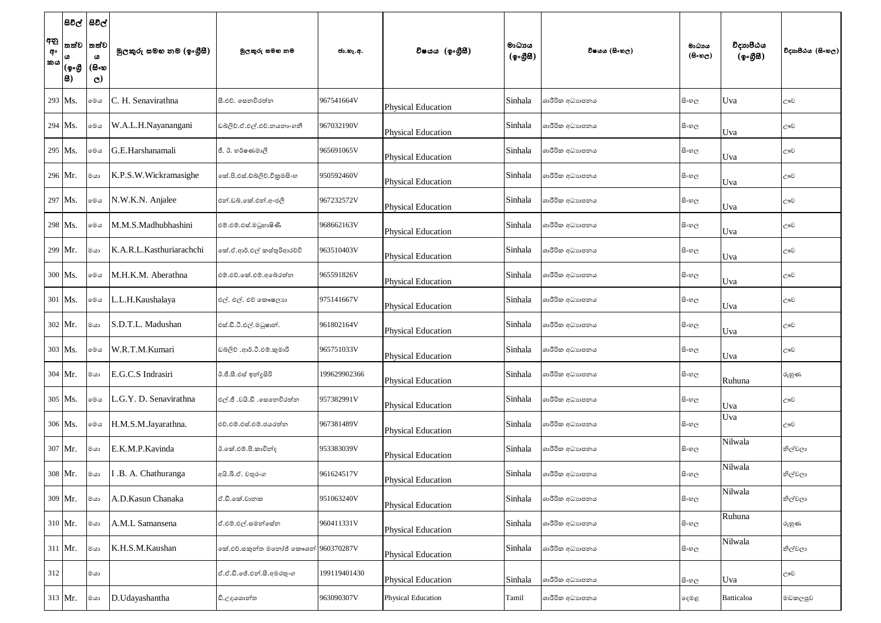| අනු අංකය | සිවිල් තත්ව ය (ඉංග්‍රී සි) | සිවිල් තත්ව ය (සිංහ ල) | මුලකුරු සමඟ නම (ඉංග්‍රීසි) | මුලකුරු සමඟ නම | ජා.හැ.අ. | විෂයය (ඉංග්‍රීසි) | මාධ්‍යය (ඉංග්‍රීසි) | විෂයය (සිංහල) | මාධ්‍යය (සිංහල) | විද්‍යාපීඨය (ඉංග්‍රීසි) | විද්‍යාපීඨය (සිංහල) |
|---|---|---|---|---|---|---|---|---|---|---|---|
| 293 | Ms. | මෙය | C. H. Senavirathna | සී.එච්. සෙනවිරත්න | 967541664V | Physical Education | Sinhala | ශාරීරික අධ්‍යාපනය | සිංහල | Uva | ඌව |
| 294 | Ms. | මෙය | W.A.L.H.Nayanangani | ඩබ්ලිව්.ඒ.එල්.එච්.නයනාංගනී | 967032190V | Physical Education | Sinhala | ශාරීරික අධ්‍යාපනය | සිංහල | Uva | ඌව |
| 295 | Ms. | මෙය | G.E.Harshanamali | ජී. ඊ. හර්ෂණමාලි | 965691065V | Physical Education | Sinhala | ශාරීරික අධ්‍යාපනය | සිංහල | Uva | ඌව |
| 296 | Mr. | මයා | K.P.S.W.Wickramasighe | කේ.පී.එස්.ඩබ්ලිව්.වික්‍රමසිංහ | 950592460V | Physical Education | Sinhala | ශාරීරික අධ්‍යාපනය | සිංහල | Uva | ඌව |
| 297 | Ms. | මෙය | N.W.K.N. Anjalee | එන්.ඩබ්.කේ.එන්.අංජලී | 967232572V | Physical Education | Sinhala | ශාරීරික අධ්‍යාපනය | සිංහල | Uva | ඌව |
| 298 | Ms. | මෙය | M.M.S.Madhubhashini | එම්.එම්.එස්.මධුභාෂිණී | 968662163V | Physical Education | Sinhala | ශාරීරික අධ්‍යාපනය | සිංහල | Uva | ඌව |
| 299 | Mr. | මයා | K.A.R.L.Kasthuriarachchi | කේ.ඒ.ආර්.එල් කස්තුරිආරච්චි | 963510403V | Physical Education | Sinhala | ශාරීරික අධ්‍යාපනය | සිංහල | Uva | ඌව |
| 300 | Ms. | මෙය | M.H.K.M. Aberathna | එම්.එච්.කේ.එම්.අබේරත්න | 965591826V | Physical Education | Sinhala | ශාරීරික අධ්‍යාපනය | සිංහල | Uva | ඌව |
| 301 | Ms. | මෙය | L.L.H.Kaushalaya | එල්. එල්. එච් කෞෂල්‍යා | 975141667V | Physical Education | Sinhala | ශාරීරික අධ්‍යාපනය | සිංහල | Uva | ඌව |
| 302 | Mr. | මයා | S.D.T.L. Madushan | එස්.ඩී.ටී.එල්.මධුෂාන්. | 961802164V | Physical Education | Sinhala | ශාරීරික අධ්‍යාපනය | සිංහල | Uva | ඌව |
| 303 | Ms. | මෙය | W.R.T.M.Kumari | ඩබ්ලිව් .ආර්.ටී.එම්.කුමාරි | 965751033V | Physical Education | Sinhala | ශාරීරික අධ්‍යාපනය | සිංහල | Uva | ඌව |
| 304 | Mr. | මයා | E.G.C.S Indrasiri | ඊ.ජී.සී.එස් ඉන්ද්‍රසිරි | 199629902366 | Physical Education | Sinhala | ශාරීරික අධ්‍යාපනය | සිංහල | Ruhuna | රුහුණ |
| 305 | Ms. | මෙය | L.G.Y. D. Senavirathna | එල්.ජී .වයි.ඩී .සෙනෙවිරත්න | 957382991V | Physical Education | Sinhala | ශාරීරික අධ්‍යාපනය | සිංහල | Uva | ඌව |
| 306 | Ms. | මෙය | H.M.S.M.Jayarathna. | එච්.එම්.එස්.එම්.ජයරත්න | 967381489V | Physical Education | Sinhala | ශාරීරික අධ්‍යාපනය | සිංහල | Uva | ඌව |
| 307 | Mr. | මයා | E.K.M.P.Kavinda | ඊ.කේ.එම්.පී.කාවින්ද | 953383039V | Physical Education | Sinhala | ශාරීරික අධ්‍යාපනය | සිංහල | Nilwala | නිල්වලා |
| 308 | Mr. | මයා | I .B. A. Chathuranga | අයි.බී.ඒ. චතුරංග | 961624517V | Physical Education | Sinhala | ශාරීරික අධ්‍යාපනය | සිංහල | Nilwala | නිල්වලා |
| 309 | Mr. | මයා | A.D.Kasun Chanaka | ඒ.ඩී.කේ.චානක | 951063240V | Physical Education | Sinhala | ශාරීරික අධ්‍යාපනය | සිංහල | Nilwala | නිල්වලා |
| 310 | Mr. | මයා | A.M.L Samansena | ඒ.එම්.එල්.සමන්සේන | 960411331V | Physical Education | Sinhala | ශාරීරික අධ්‍යාපනය | සිංහල | Ruhuna | රුහුණ |
| 311 | Mr. | මයා | K.H.S.M.Kaushan | කේ.එච්.සකුන්ත මනෝජ් කෞශන් | 960370287V | Physical Education | Sinhala | ශාරීරික අධ්‍යාපනය | සිංහල | Nilwala | නිල්වලා |
| 312 | | මයා | | ඒ.ඒ.ඩී.ජේ.එන්.සී.අමරතුංග | 199119401430 | Physical Education | Sinhala | ශාරීරික අධ්‍යාපනය | සිංහල | Uva | ඌව |
| 313 | Mr. | මයා | D.Udayashantha | ඩී.උදයශාන්ත | 963090307V | Physical Education | Tamil | ශාරීරික අධ්‍යාපනය | දෙමළ | Batticaloa | මඩකලපුව |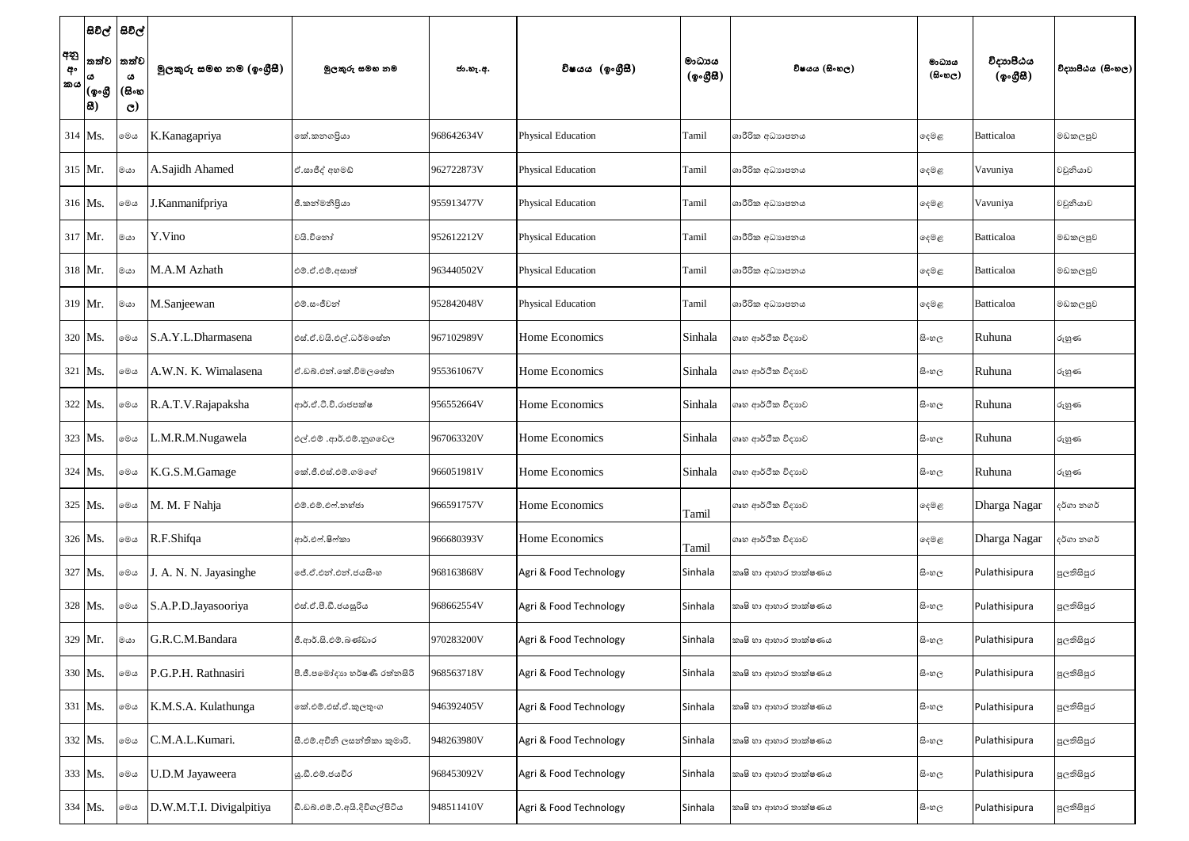| අනු අංකය | සිවිල් තත්වය (ඉංග්‍රීසි) | සිවිල් තත්වය (සිංහල) | මුලකුරු සමඟ නම (ඉංග්‍රීසි) | මුලකුරු සමඟ නම | ජා.හැ.අ. | විෂයය (ඉංග්‍රීසි) | මාධ්‍යය (ඉංග්‍රීසි) | විෂයය (සිංහල) | මාධ්‍යය (සිංහල) | විද්‍යාපීඨය (ඉංග්‍රීසි) | විද්‍යාපීඨය (සිංහල) |
|---|---|---|---|---|---|---|---|---|---|---|---|
| 314 | Ms. | මෙය | K.Kanagapriya | කේ.කනගප්‍රියා | 968642634V | Physical Education | Tamil | ශාරීරික අධ්‍යාපනය | දෙමළ | Batticaloa | මඩකලපුව |
| 315 | Mr. | මයා | A.Sajidh Ahamed | ඒ.සාජිද් අහමඩ් | 962722873V | Physical Education | Tamil | ශාරීරික අධ්‍යාපනය | දෙමළ | Vavuniya | වවුනියාව |
| 316 | Ms. | මෙය | J.Kanmanifpriya | ජී.කන්මනිප්‍රියා | 955913477V | Physical Education | Tamil | ශාරීරික අධ්‍යාපනය | දෙමළ | Vavuniya | වවුනියාව |
| 317 | Mr. | මයා | Y.Vino | වයි.විනෝ | 952612212V | Physical Education | Tamil | ශාරීරික අධ්‍යාපනය | දෙමළ | Batticaloa | මඩකලපුව |
| 318 | Mr. | මයා | M.A.M Azhath | එම්.ඒ.එම්.අසාත් | 963440502V | Physical Education | Tamil | ශාරීරික අධ්‍යාපනය | දෙමළ | Batticaloa | මඩකලපුව |
| 319 | Mr. | මයා | M.Sanjeewan | එම්.සංජීවන් | 952842048V | Physical Education | Tamil | ශාරීරික අධ්‍යාපනය | දෙමළ | Batticaloa | මඩකලපුව |
| 320 | Ms. | මෙය | S.A.Y.L.Dharmasena | එස්.ඒ.වයි.එල්.ධර්මසේන | 967102989V | Home Economics | Sinhala | ගෘහ ආර්ථික විද්‍යාව | සිංහල | Ruhuna | රුහුණ |
| 321 | Ms. | මෙය | A.W.N. K. Wimalasena | ඒ.ඩබ්.එන්.කේ.විමලසේන | 955361067V | Home Economics | Sinhala | ගෘහ ආර්ථික විද්‍යාව | සිංහල | Ruhuna | රුහුණ |
| 322 | Ms. | මෙය | R.A.T.V.Rajapaksha | ආර්.ඒ.ටී.වී.රාජපක්ෂ | 956552664V | Home Economics | Sinhala | ගෘහ ආර්ථික විද්‍යාව | සිංහල | Ruhuna | රුහුණ |
| 323 | Ms. | මෙය | L.M.R.M.Nugawela | එල්.එම් .ආර්.එම්.නුගවෙල | 967063320V | Home Economics | Sinhala | ගෘහ ආර්ථික විද්‍යාව | සිංහල | Ruhuna | රුහුණ |
| 324 | Ms. | මෙය | K.G.S.M.Gamage | කේ.ජී.එස්.එම්.ගමගේ | 966051981V | Home Economics | Sinhala | ගෘහ ආර්ථික විද්‍යාව | සිංහල | Ruhuna | රුහුණ |
| 325 | Ms. | මෙය | M. M. F Nahja | එම්.එම්.එෆ්.නහ්ජා | 966591757V | Home Economics | Tamil | ගෘහ ආර්ථික විද්‍යාව | දෙමළ | Dharga Nagar | දර්ගා නගර් |
| 326 | Ms. | මෙය | R.F.Shifqa | ආර්.එෆ්.ෂිෆ්කා | 966680393V | Home Economics | Tamil | ගෘහ ආර්ථික විද්‍යාව | දෙමළ | Dharga Nagar | දර්ගා නගර් |
| 327 | Ms. | මෙය | J. A. N. N. Jayasinghe | ජේ.ඒ.එන්.එන්.ජයසිංහ | 968163868V | Agri & Food Technology | Sinhala | කෘෂි හා ආහාර තාක්ෂණය | සිංහල | Pulathisipura | පුලතිසිපුර |
| 328 | Ms. | මෙය | S.A.P.D.Jayasooriya | එස්.ඒ.පී.ඩී.ජයසූරිය | 968662554V | Agri & Food Technology | Sinhala | කෘෂි හා ආහාර තාක්ෂණය | සිංහල | Pulathisipura | පුලතිසිපුර |
| 329 | Mr. | මයා | G.R.C.M.Bandara | ජී.ආර්.සී.එම්.බණ්ඩාර | 970283200V | Agri & Food Technology | Sinhala | කෘෂි හා ආහාර තාක්ෂණය | සිංහල | Pulathisipura | පුලතිසිපුර |
| 330 | Ms. | මෙය | P.G.P.H. Rathnasiri | පී.ජී.පමෝදා හර්ෂණී රත්නසිරි | 968563718V | Agri & Food Technology | Sinhala | කෘෂි හා ආහාර තාක්ෂණය | සිංහල | Pulathisipura | පුලතිසිපුර |
| 331 | Ms. | මෙය | K.M.S.A. Kulathunga | කේ.එම්.එස්.ඒ.කුලතුංග | 946392405V | Agri & Food Technology | Sinhala | කෘෂි හා ආහාර තාක්ෂණය | සිංහල | Pulathisipura | පුලතිසිපුර |
| 332 | Ms. | මෙය | C.M.A.L.Kumari. | සී.එම්.අචිනි ලසන්තිකා කුමාරි. | 948263980V | Agri & Food Technology | Sinhala | කෘෂි හා ආහාර තාක්ෂණය | සිංහල | Pulathisipura | පුලතිසිපුර |
| 333 | Ms. | මෙය | U.D.M Jayaweera | යූ.ඩී.එම්.ජයවීර | 968453092V | Agri & Food Technology | Sinhala | කෘෂි හා ආහාර තාක්ෂණය | සිංහල | Pulathisipura | පුලතිසිපුර |
| 334 | Ms. | මෙය | D.W.M.T.I. Divigalpitiya | ඩී.ඩබ්.එම්.ටී.අයි.දිවිගල්පිටිය | 948511410V | Agri & Food Technology | Sinhala | කෘෂි හා ආහාර තාක්ෂණය | සිංහල | Pulathisipura | පුලතිසිපුර |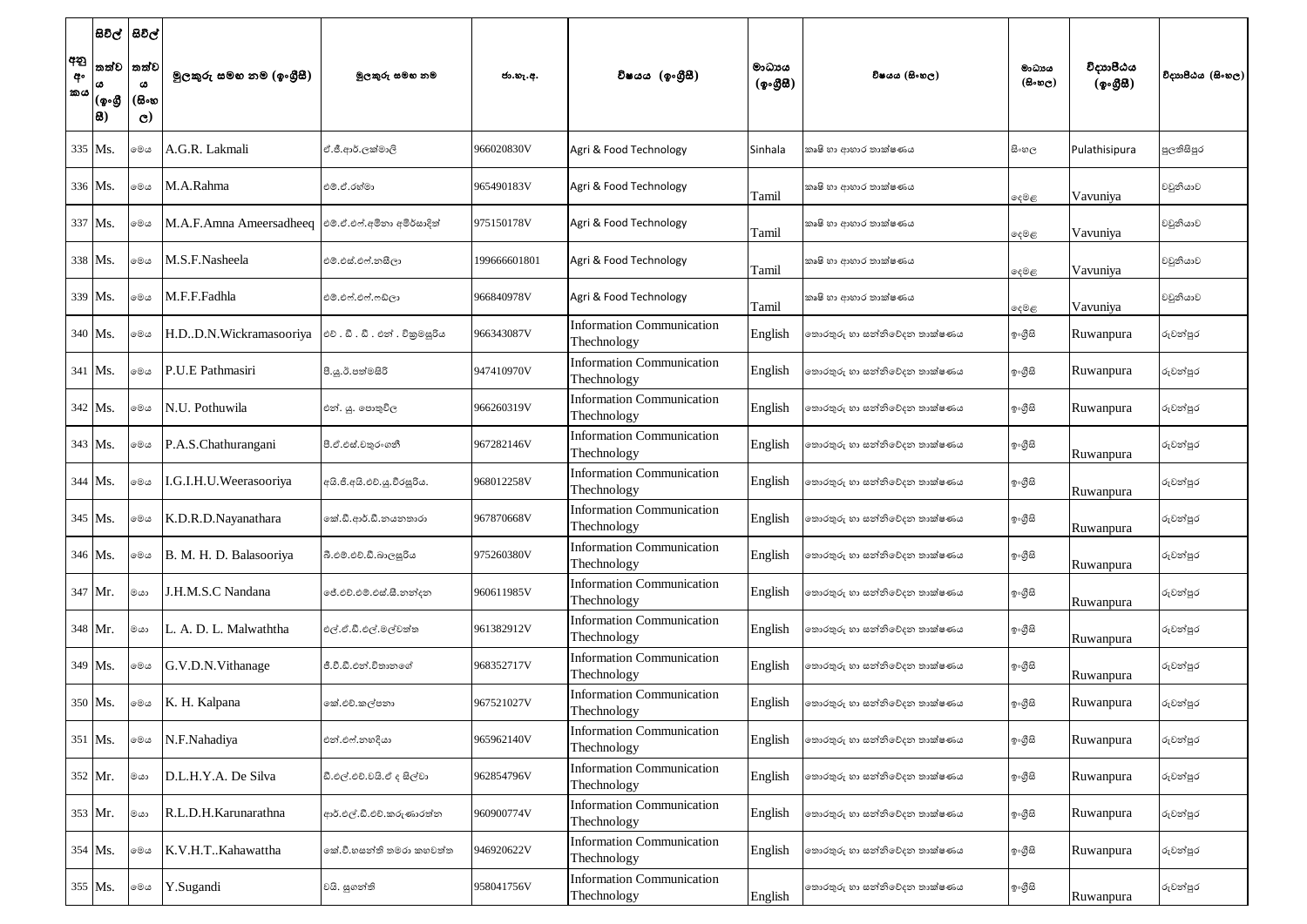| අනු අංකය | සිවිල් තත්වය (ඉංග්‍රීසි) | සිවිල් තත්වය (සිංහල) | මුලකුරු සමඟ නම (ඉංග්‍රීසි) | මුලකුරු සමඟ නම | ජා.හැ.අ. | විෂයය (ඉංග්‍රීසි) | මාධ්‍යය (ඉංග්‍රීසි) | විෂයය (සිංහල) | මාධ්‍යය (සිංහල) | විද්‍යාපීඨය (ඉංග්‍රීසි) | විද්‍යාපීඨය (සිංහල) |
|---|---|---|---|---|---|---|---|---|---|---|---|
| 335 | Ms. | මෙය | A.G.R. Lakmali | ඒ.ජී.ආර්.ලක්මාලි | 966020830V | Agri & Food Technology | Sinhala | කෘෂි හා ආහාර තාක්ෂණය | සිංහල | Pulathisipura | පුලතිසිපුර |
| 336 | Ms. | මෙය | M.A.Rahma | එම්.ඒ.රහ්මා | 965490183V | Agri & Food Technology | Tamil | කෘෂි හා ආහාර තාක්ෂණය | දෙමළ | Vavuniya | වවුනියාව |
| 337 | Ms. | මෙය | M.A.F.Amna Ameersadheeq | එම්.ඒ.එෆ්.අම්නා අමීර්සාදික් | 975150178V | Agri & Food Technology | Tamil | කෘෂි හා ආහාර තාක්ෂණය | දෙමළ | Vavuniya | වවුනියාව |
| 338 | Ms. | මෙය | M.S.F.Nasheela | එම්.එස්.එෆ්.නෂීලා | 199666601801 | Agri & Food Technology | Tamil | කෘෂි හා ආහාර තාක්ෂණය | දෙමළ | Vavuniya | වවුනියාව |
| 339 | Ms. | මෙය | M.F.F.Fadhla | එම්.එෆ්.එෆ්.ෆඩ්ලා | 966840978V | Agri & Food Technology | Tamil | කෘෂි හා ආහාර තාක්ෂණය | දෙමළ | Vavuniya | වවුනියාව |
| 340 | Ms. | මෙය | H.D..D.N.Wickramasooriya | එච් . ඩී . ඩී . එන් . වික්‍රමසූරිය | 966343087V | Information Communication Thechnology | English | තොරතුරු හා සන්නිවේදන තාක්ෂණය | ඉංග්‍රීසි | Ruwanpura | රුවන්පුර |
| 341 | Ms. | මෙය | P.U.E Pathmasiri | පී.යූ.ඊ.පත්මසිරි | 947410970V | Information Communication Thechnology | English | තොරතුරු හා සන්නිවේදන තාක්ෂණය | ඉංග්‍රීසි | Ruwanpura | රුවන්පුර |
| 342 | Ms. | මෙය | N.U. Pothuwila | එන්. යූ. පොතුවිල | 966260319V | Information Communication Thechnology | English | තොරතුරු හා සන්නිවේදන තාක්ෂණය | ඉංග්‍රීසි | Ruwanpura | රුවන්පුර |
| 343 | Ms. | මෙය | P.A.S.Chathurangani | පී.ඒ.එස්.චතුරංගනී | 967282146V | Information Communication Thechnology | English | තොරතුරු හා සන්නිවේදන තාක්ෂණය | ඉංග්‍රීසි | Ruwanpura | රුවන්පුර |
| 344 | Ms. | මෙය | I.G.I.H.U.Weerasooriya | අයි.ජී.අයි.එච්.යූ.වීරසූරිය. | 968012258V | Information Communication Thechnology | English | තොරතුරු හා සන්නිවේදන තාක්ෂණය | ඉංග්‍රීසි | Ruwanpura | රුවන්පුර |
| 345 | Ms. | මෙය | K.D.R.D.Nayanathara | කේ.ඩී.ආර්.ඩී.නයනතාරා | 967870668V | Information Communication Thechnology | English | තොරතුරු හා සන්නිවේදන තාක්ෂණය | ඉංග්‍රීසි | Ruwanpura | රුවන්පුර |
| 346 | Ms. | මෙය | B. M. H. D. Balasooriya | බී.එම්.එච්.ඩී.බාලසූරිය | 975260380V | Information Communication Thechnology | English | තොරතුරු හා සන්නිවේදන තාක්ෂණය | ඉංග්‍රීසි | Ruwanpura | රුවන්පුර |
| 347 | Mr. | මයා | J.H.M.S.C Nandana | ජේ.එච්.එම්.එස්.සී.නන්දන | 960611985V | Information Communication Thechnology | English | තොරතුරු හා සන්නිවේදන තාක්ෂණය | ඉංග්‍රීසි | Ruwanpura | රුවන්පුර |
| 348 | Mr. | මයා | L. A. D. L. Malwaththa | එල්.ඒ.ඩී.එල්.මල්වත්ත | 961382912V | Information Communication Thechnology | English | තොරතුරු හා සන්නිවේදන තාක්ෂණය | ඉංග්‍රීසි | Ruwanpura | රුවන්පුර |
| 349 | Ms. | මෙය | G.V.D.N.Vithanage | ජී.වී.ඩී.එන්.විතානගේ | 968352717V | Information Communication Thechnology | English | තොරතුරු හා සන්නිවේදන තාක්ෂණය | ඉංග්‍රීසි | Ruwanpura | රුවන්පුර |
| 350 | Ms. | මෙය | K. H. Kalpana | කේ.එච්.කල්පනා | 967521027V | Information Communication Thechnology | English | තොරතුරු හා සන්නිවේදන තාක්ෂණය | ඉංග්‍රීසි | Ruwanpura | රුවන්පුර |
| 351 | Ms. | මෙය | N.F.Nahadiya | එන්.එෆ්.නහදියා | 965962140V | Information Communication Thechnology | English | තොරතුරු හා සන්නිවේදන තාක්ෂණය | ඉංග්‍රීසි | Ruwanpura | රුවන්පුර |
| 352 | Mr. | මයා | D.L.H.Y.A. De Silva | ඩී.එල්.එච්.වයි.ඒ ද සිල්වා | 962854796V | Information Communication Thechnology | English | තොරතුරු හා සන්නිවේදන තාක්ෂණය | ඉංග්‍රීසි | Ruwanpura | රුවන්පුර |
| 353 | Mr. | මයා | R.L.D.H.Karunarathna | ආර්.එල්.ඩී.එච්.කරුණාරත්න | 960900774V | Information Communication Thechnology | English | තොරතුරු හා සන්නිවේදන තාක්ෂණය | ඉංග්‍රීසි | Ruwanpura | රුවන්පුර |
| 354 | Ms. | මෙය | K.V.H.T..Kahawattha | කේ.වී.හසන්ති තමරා කහවත්ත | 946920622V | Information Communication Thechnology | English | තොරතුරු හා සන්නිවේදන තාක්ෂණය | ඉංග්‍රීසි | Ruwanpura | රුවන්පුර |
| 355 | Ms. | මෙය | Y.Sugandi | වයි. සුගන්ති | 958041756V | Information Communication Thechnology | English | තොරතුරු හා සන්නිවේදන තාක්ෂණය | ඉංග්‍රීසි | Ruwanpura | රුවන්පුර |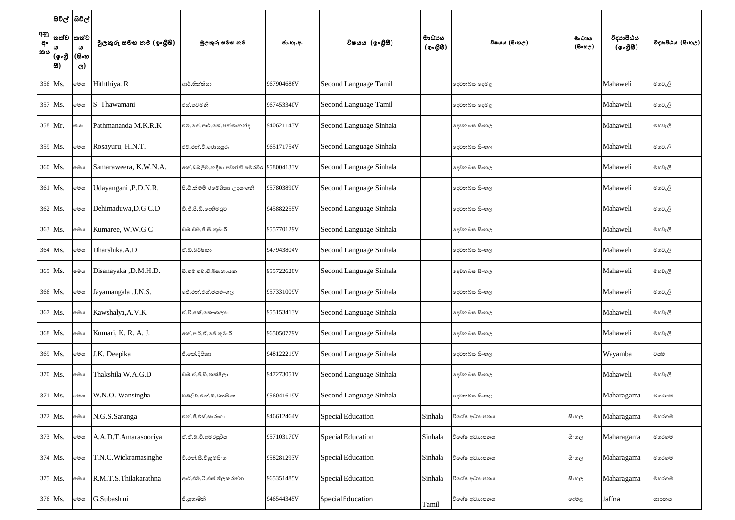| අනු අංකය | සිවිල් තත්වය (ඉංග්‍රීසි) | සිවිල් තත්වය (සිංහල) | මුලකුරු සමඟ නම (ඉංග්‍රීසි) | මුලකුරු සමඟ නම | ජා.හැ.අ. | විෂයය (ඉංග්‍රීසි) | මාධ්‍යය (ඉංග්‍රීසි) | විෂයය (සිංහල) | මාධ්‍යය (සිංහල) | විද්‍යාපීඨය (ඉංග්‍රීසි) | විද්‍යාපීඨය (සිංහල) |
|---|---|---|---|---|---|---|---|---|---|---|---|
| 356 | Ms. | මෙය | Hiththiya. R | ආර්.හිත්තියා | 967904686V | Second Language Tamil | | දෙවනබස දෙමළ | | Mahaweli | මහවැලි |
| 357 | Ms. | මෙය | S. Thawamani | එස්.තවමනි | 967453340V | Second Language Tamil | | දෙවනබස දෙමළ | | Mahaweli | මහවැලි |
| 358 | Mr. | මයා | Pathmananda M.K.R.K | එම්.කේ.ආර්.කේ.පත්මානන්ද | 940621143V | Second Language Sinhala | | දෙවනබස සිංහල | | Mahaweli | මහවැලි |
| 359 | Ms. | මෙය | Rosayuru, H.N.T. | එච්.එන්.ටී.රොසයුරු | 965171754V | Second Language Sinhala | | දෙවනබස සිංහල | | Mahaweli | මහවැලි |
| 360 | Ms. | මෙය | Samaraweera, K.W.N.A. | කේ.ඩබ්ලිව්.නදීෂා අවන්ති සමරවීර | 958004133V | Second Language Sinhala | | දෙවනබස සිංහල | | Mahaweli | මහවැලි |
| 361 | Ms. | මෙය | Udayangani ,P.D.N.R. | පී.ඩී.නිමම් රමේශිකා උදයංගනී | 957803890V | Second Language Sinhala | | දෙවනබස සිංහල | | Mahaweli | මහවැලි |
| 362 | Ms. | මෙය | Dehimaduwa,D.G.C.D | ඩී.ජී.සී.ඩී.දෙහිමඩුව | 945882255V | Second Language Sinhala | | දෙවනබස සිංහල | | Mahaweli | මහවැලි |
| 363 | Ms. | මෙය | Kumaree, W.W.G.C | ඩබ්.ඩබ්.ජී.සී.කුමාරි | 955770129V | Second Language Sinhala | | දෙවනබස සිංහල | | Mahaweli | මහවැලි |
| 364 | Ms. | මෙය | Dharshika.A.D | ඒ.ඩී.ධර්ෂිකා | 947943804V | Second Language Sinhala | | දෙවනබස සිංහල | | Mahaweli | මහවැලි |
| 365 | Ms. | මෙය | Disanayaka ,D.M.H.D. | ඩී.එම්.එච්.ඩී.දිසානායක | 955722620V | Second Language Sinhala | | දෙවනබස සිංහල | | Mahaweli | මහවැලි |
| 366 | Ms. | මෙය | Jayamangala .J.N.S. | ජේ.එන්.එස්.ජයමංගල | 957331009V | Second Language Sinhala | | දෙවනබස සිංහල | | Mahaweli | මහවැලි |
| 367 | Ms. | මෙය | Kawshalya,A.V.K. | ඒ.වී.කේ.කෞශල්‍යා | 955153413V | Second Language Sinhala | | දෙවනබස සිංහල | | Mahaweli | මහවැලි |
| 368 | Ms. | මෙය | Kumari, K. R. A. J. | කේ.ආර්.ඒ.ජේ.කුමාරි | 965050779V | Second Language Sinhala | | දෙවනබස සිංහල | | Mahaweli | මහවැලි |
| 369 | Ms. | මෙය | J.K. Deepika | ජී.කේ.දීපිකා | 948122219V | Second Language Sinhala | | දෙවනබස සිංහල | | Wayamba | වයඹ |
| 370 | Ms. | මෙය | Thakshila,W.A.G.D | ඩබ්.ඒ.ජී.ඩී.තක්ෂිලා | 947273051V | Second Language Sinhala | | දෙවනබස සිංහල | | Mahaweli | මහවැලි |
| 371 | Ms. | මෙය | W.N.O. Wansingha | ඩබ්ලිව්.එන්.ඕ.වනසිංහ | 956041619V | Second Language Sinhala | | දෙවනබස සිංහල | | Maharagama | මහරගම |
| 372 | Ms. | මෙය | N.G.S.Saranga | එන්.ජී.එස්.සාරංගා | 946612464V | Special Education | Sinhala | විශේෂ අධ්‍යාපනය | සිංහල | Maharagama | මහරගම |
| 373 | Ms. | මෙය | A.A.D.T.Amarasooriya | ඒ.ඒ.ඩී.ටී.අමරසූරිය | 957103170V | Special Education | Sinhala | විශේෂ අධ්‍යාපනය | සිංහල | Maharagama | මහරගම |
| 374 | Ms. | මෙය | T.N.C.Wickramasinghe | ටී.එන්.සී.වික්‍රමසිංහ | 958281293V | Special Education | Sinhala | විශේෂ අධ්‍යාපනය | සිංහල | Maharagama | මහරගම |
| 375 | Ms. | මෙය | R.M.T.S.Thilakarathna | ආර්.එම්.ටී.එස්.තිලකරත්න | 965351485V | Special Education | Sinhala | විශේෂ අධ්‍යාපනය | සිංහල | Maharagama | මහරගම |
| 376 | Ms. | මෙය | G.Subashini | ජී.සුභාෂිනි | 946544345V | Special Education | Tamil | විශේෂ අධ්‍යාපනය | දෙමළ | Jaffna | යාපනය |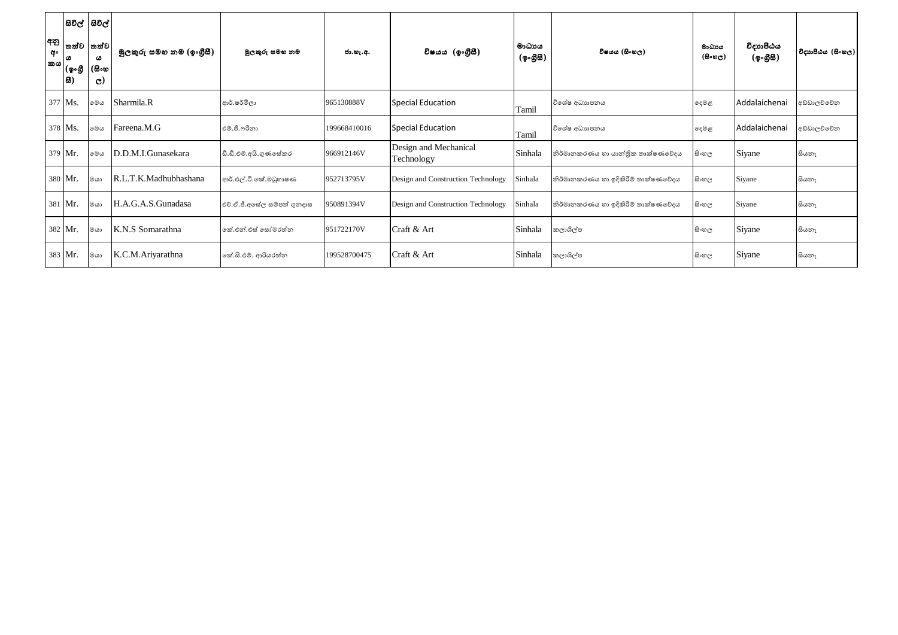| අනු අංකය | සිවිල් තත්වය (ඉංග්‍රීසි) | සිවිල් තත්වය (සිංහල) | මුලකුරු සමඟ නම (ඉංග්‍රීසි) | මුලකුරු සමඟ නම | ජා.හැ.අ. | විෂයය (ඉංග්‍රීසි) | මාධ්‍යය (ඉංග්‍රීසි) | විෂයය (සිංහල) | මාධ්‍යය (සිංහල) | විද්‍යාපීඨය (ඉංග්‍රීසි) | විද්‍යාපීඨය (සිංහල) |
|---|---|---|---|---|---|---|---|---|---|---|---|
| 377 | Ms. | මෙය | Sharmila.R | ආර්.ෂර්මිලා | 965130888V | Special Education | Tamil | විශේෂ අධ්‍යාපනය | දෙමළ | Addalaichenai | අඩ්ඩාලච්චේන |
| 378 | Ms. | මෙය | Fareena.M.G | එම්.ජී.ෆරීනා | 199668410016 | Special Education | Tamil | විශේෂ අධ්‍යාපනය | දෙමළ | Addalaichenai | අඩ්ඩාලච්චේන |
| 379 | Mr. | මෙය | D.D.M.I.Gunasekara | ඩී.ඩී.එම්.අයි.ගුණසේකර | 966912146V | Design and Mechanical Technology | Sinhala | නිර්මාණකරණය හා යාන්ත්‍රික තාක්ෂණවේදය | සිංහල | Siyane | සියනෑ |
| 380 | Mr. | මයා | R.L.T.K.Madhubhashana | ආර්.එල්.ටී.කේ.මධුභාෂණ | 952713795V | Design and Construction Technology | Sinhala | නිර්මාණකරණය හා ඉදිකිරීම් තාක්ෂණවේදය | සිංහල | Siyane | සියනෑ |
| 381 | Mr. | මයා | H.A.G.A.S.Gunadasa | එච්.ඒ.ජී.අසේල සම්පත් ගුනදාස | 950891394V | Design and Construction Technology | Sinhala | නිර්මාණකරණය හා ඉදිකිරීම් තාක්ෂණවේදය | සිංහල | Siyane | සියනෑ |
| 382 | Mr. | මයා | K.N.S Somarathna | කේ.එන්.එස් සෝමරත්න | 951722170V | Craft & Art | Sinhala | කලාශිල්ප | සිංහල | Siyane | සියනෑ |
| 383 | Mr. | මයා | K.C.M.Ariyarathna | කේ.සී.එම්. ආරියරත්න | 199528700475 | Craft & Art | Sinhala | කලාශිල්ප | සිංහල | Siyane | සියනෑ |